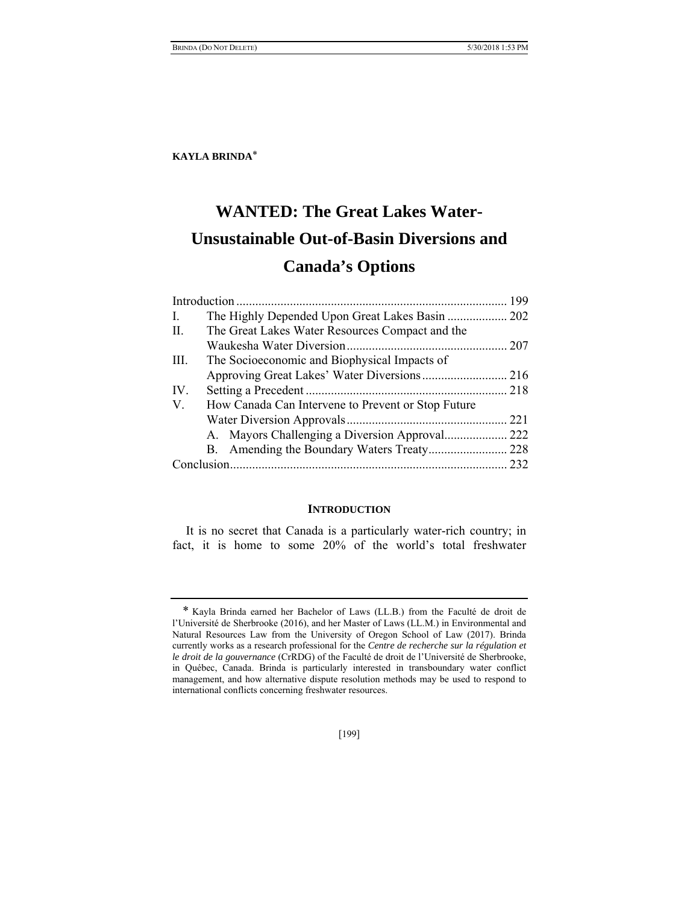**KAYLA BRINDA***

# WANTED: The Great Lakes Water-Unsustainable Out-of-Basin Diversions and Canada's Options

Introduction ..................................................................................... 199
I. The Highly Depended Upon Great Lakes Basin ................... 202
II. The Great Lakes Water Resources Compact and the Waukesha Water Diversion .................................................. 207
III. The Socioeconomic and Biophysical Impacts of Approving Great Lakes' Water Diversions ........................... 216
IV. Setting a Precedent ............................................................... 218
V. How Canada Can Intervene to Prevent or Stop Future Water Diversion Approvals .................................................. 221
  A. Mayors Challenging a Diversion Approval.................... 222
  B. Amending the Boundary Waters Treaty......................... 228
Conclusion....................................................................................... 232

## INTRODUCTION

It is no secret that Canada is a particularly water-rich country; in fact, it is home to some 20% of the world's total freshwater

---

* Kayla Brinda earned her Bachelor of Laws (LL.B.) from the Faculté de droit de l'Université de Sherbrooke (2016), and her Master of Laws (LL.M.) in Environmental and Natural Resources Law from the University of Oregon School of Law (2017). Brinda currently works as a research professional for the *Centre de recherche sur la régulation et le droit de la gouvernance* (CrRDG) of the Faculté de droit de l'Université de Sherbrooke, in Québec, Canada. Brinda is particularly interested in transboundary water conflict management, and how alternative dispute resolution methods may be used to respond to international conflicts concerning freshwater resources.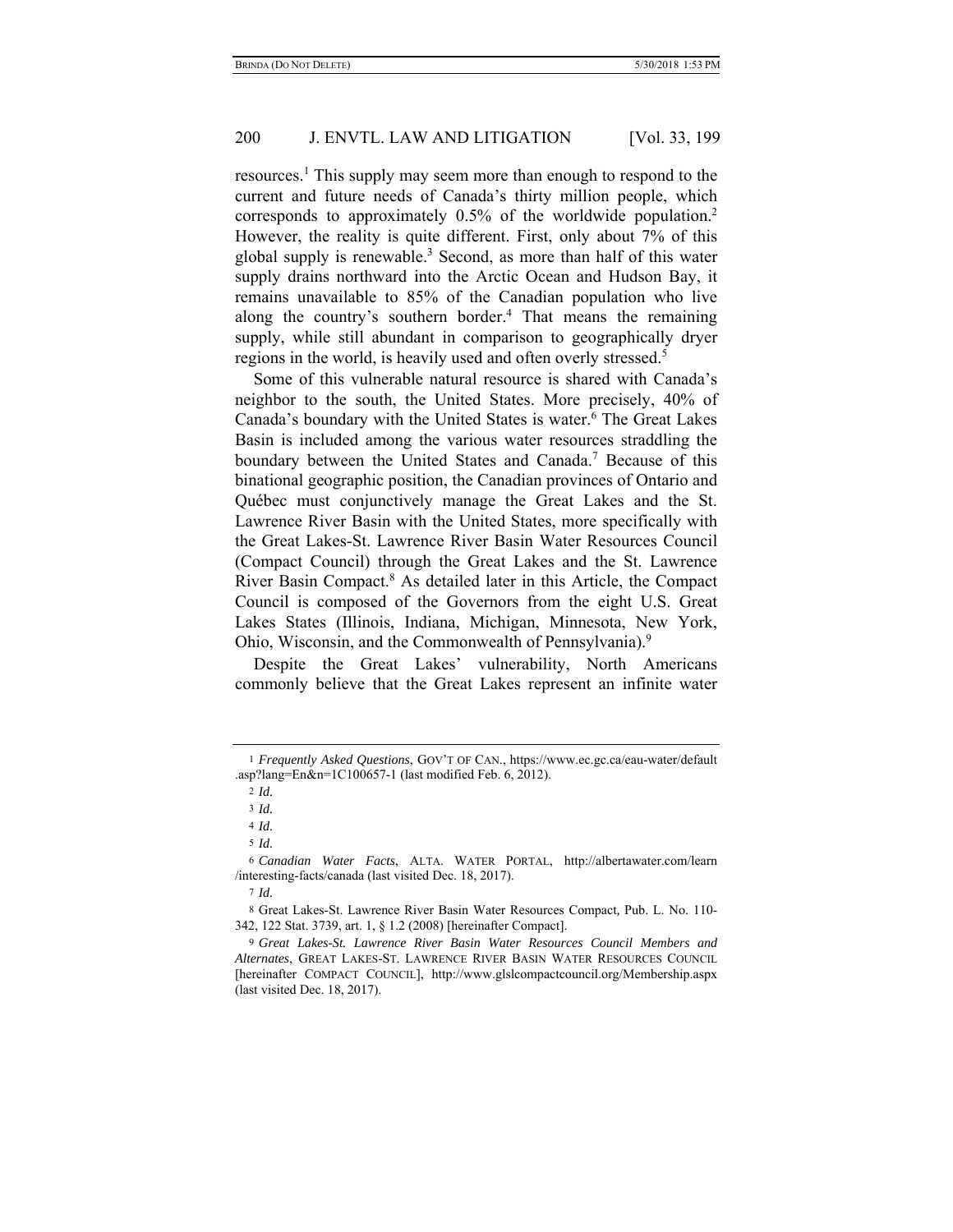resources.[1] This supply may seem more than enough to respond to the current and future needs of Canada's thirty million people, which corresponds to approximately 0.5% of the worldwide population.[2] However, the reality is quite different. First, only about 7% of this global supply is renewable.[3] Second, as more than half of this water supply drains northward into the Arctic Ocean and Hudson Bay, it remains unavailable to 85% of the Canadian population who live along the country's southern border.[4] That means the remaining supply, while still abundant in comparison to geographically dryer regions in the world, is heavily used and often overly stressed.[5]

Some of this vulnerable natural resource is shared with Canada's neighbor to the south, the United States. More precisely, 40% of Canada's boundary with the United States is water.[6] The Great Lakes Basin is included among the various water resources straddling the boundary between the United States and Canada.[7] Because of this binational geographic position, the Canadian provinces of Ontario and Québec must conjunctively manage the Great Lakes and the St. Lawrence River Basin with the United States, more specifically with the Great Lakes-St. Lawrence River Basin Water Resources Council (Compact Council) through the Great Lakes and the St. Lawrence River Basin Compact.[8] As detailed later in this Article, the Compact Council is composed of the Governors from the eight U.S. Great Lakes States (Illinois, Indiana, Michigan, Minnesota, New York, Ohio, Wisconsin, and the Commonwealth of Pennsylvania).[9]

Despite the Great Lakes' vulnerability, North Americans commonly believe that the Great Lakes represent an infinite water

---

1 *Frequently Asked Questions*, GOV'T OF CAN., https://www.ec.gc.ca/eau-water/default.asp?lang=En&n=1C100657-1 (last modified Feb. 6, 2012).

2 *Id.*

3 *Id.*

4 *Id.*

5 *Id.*

6 *Canadian Water Facts*, ALTA. WATER PORTAL, http://albertawater.com/learn/interesting-facts/canada (last visited Dec. 18, 2017).

7 *Id.*

8 Great Lakes-St. Lawrence River Basin Water Resources Compact, Pub. L. No. 110-342, 122 Stat. 3739, art. 1, § 1.2 (2008) [hereinafter Compact].

9 *Great Lakes-St. Lawrence River Basin Water Resources Council Members and Alternates*, GREAT LAKES-ST. LAWRENCE RIVER BASIN WATER RESOURCES COUNCIL [hereinafter COMPACT COUNCIL], http://www.glslcompactcouncil.org/Membership.aspx (last visited Dec. 18, 2017).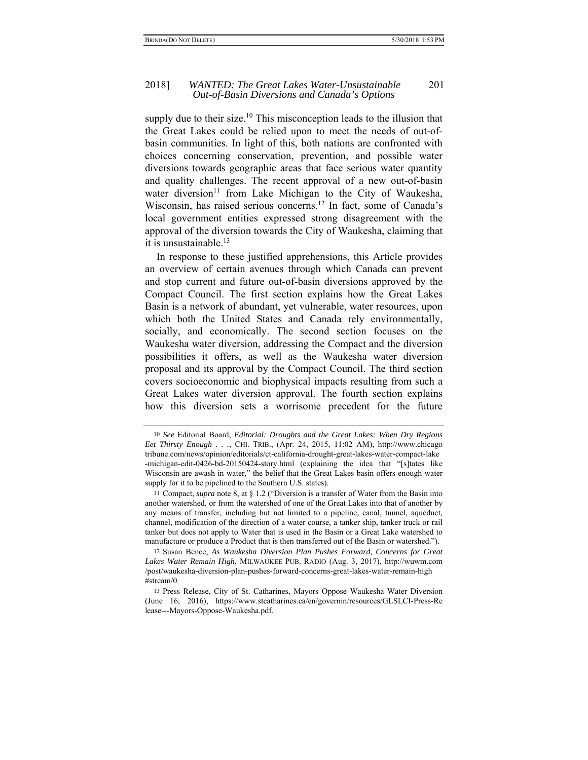supply due to their size.[10] This misconception leads to the illusion that the Great Lakes could be relied upon to meet the needs of out-of-basin communities. In light of this, both nations are confronted with choices concerning conservation, prevention, and possible water diversions towards geographic areas that face serious water quantity and quality challenges. The recent approval of a new out-of-basin water diversion[11] from Lake Michigan to the City of Waukesha, Wisconsin, has raised serious concerns.[12] In fact, some of Canada's local government entities expressed strong disagreement with the approval of the diversion towards the City of Waukesha, claiming that it is unsustainable.[13]

In response to these justified apprehensions, this Article provides an overview of certain avenues through which Canada can prevent and stop current and future out-of-basin diversions approved by the Compact Council. The first section explains how the Great Lakes Basin is a network of abundant, yet vulnerable, water resources, upon which both the United States and Canada rely environmentally, socially, and economically. The second section focuses on the Waukesha water diversion, addressing the Compact and the diversion possibilities it offers, as well as the Waukesha water diversion proposal and its approval by the Compact Council. The third section covers socioeconomic and biophysical impacts resulting from such a Great Lakes water diversion approval. The fourth section explains how this diversion sets a worrisome precedent for the future

---

10 *See* Editorial Board, *Editorial: Droughts and the Great Lakes: When Dry Regions Eet Thirsty Enough . . .*, CHI. TRIB., (Apr. 24, 2015, 11:02 AM), http://www.chicagotribune.com/news/opinion/editorials/ct-california-drought-great-lakes-water-compact-lake-michigan-edit-0426-bd-20150424-story.html (explaining the idea that "[s]tates like Wisconsin are awash in water," the belief that the Great Lakes basin offers enough water supply for it to be pipelined to the Southern U.S. states).

11 Compact, *supra* note 8, at § 1.2 ("Diversion is a transfer of Water from the Basin into another watershed, or from the watershed of one of the Great Lakes into that of another by any means of transfer, including but not limited to a pipeline, canal, tunnel, aqueduct, channel, modification of the direction of a water course, a tanker ship, tanker truck or rail tanker but does not apply to Water that is used in the Basin or a Great Lake watershed to manufacture or produce a Product that is then transferred out of the Basin or watershed.").

12 Susan Bence, *As Waukesha Diversion Plan Pushes Forward, Concerns for Great Lakes Water Remain High*, MILWAUKEE PUB. RADIO (Aug. 3, 2017), http://wuwm.com/post/waukesha-diversion-plan-pushes-forward-concerns-great-lakes-water-remain-high#stream/0.

13 Press Release, City of St. Catharines, Mayors Oppose Waukesha Water Diversion (June 16, 2016), https://www.stcatharines.ca/en/governin/resources/GLSLCI-Press-Release---Mayors-Oppose-Waukesha.pdf.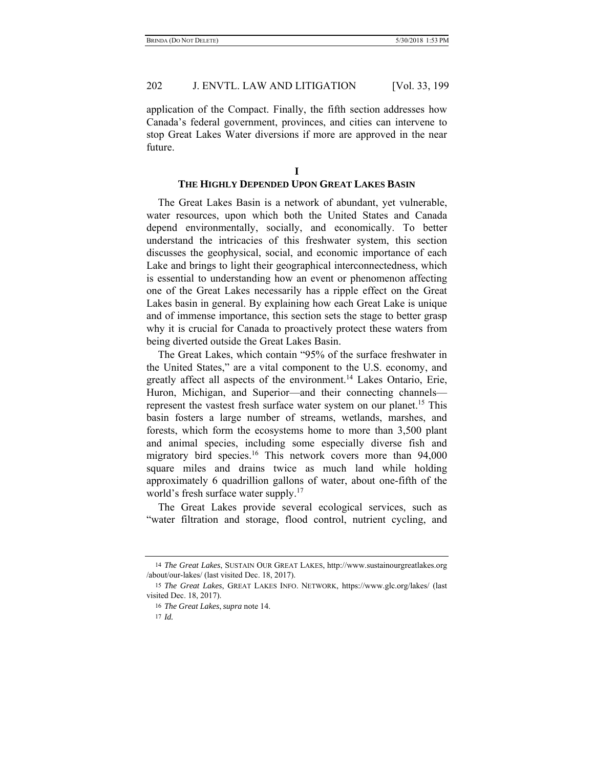application of the Compact. Finally, the fifth section addresses how Canada's federal government, provinces, and cities can intervene to stop Great Lakes Water diversions if more are approved in the near future.

## I
## THE HIGHLY DEPENDED UPON GREAT LAKES BASIN

The Great Lakes Basin is a network of abundant, yet vulnerable, water resources, upon which both the United States and Canada depend environmentally, socially, and economically. To better understand the intricacies of this freshwater system, this section discusses the geophysical, social, and economic importance of each Lake and brings to light their geographical interconnectedness, which is essential to understanding how an event or phenomenon affecting one of the Great Lakes necessarily has a ripple effect on the Great Lakes basin in general. By explaining how each Great Lake is unique and of immense importance, this section sets the stage to better grasp why it is crucial for Canada to proactively protect these waters from being diverted outside the Great Lakes Basin.

The Great Lakes, which contain "95% of the surface freshwater in the United States," are a vital component to the U.S. economy, and greatly affect all aspects of the environment.[14] Lakes Ontario, Erie, Huron, Michigan, and Superior—and their connecting channels—represent the vastest fresh surface water system on our planet.[15] This basin fosters a large number of streams, wetlands, marshes, and forests, which form the ecosystems home to more than 3,500 plant and animal species, including some especially diverse fish and migratory bird species.[16] This network covers more than 94,000 square miles and drains twice as much land while holding approximately 6 quadrillion gallons of water, about one-fifth of the world's fresh surface water supply.[17]

The Great Lakes provide several ecological services, such as "water filtration and storage, flood control, nutrient cycling, and

---

14 *The Great Lakes*, SUSTAIN OUR GREAT LAKES, http://www.sustainourgreatlakes.org/about/our-lakes/ (last visited Dec. 18, 2017).

15 *The Great Lakes*, GREAT LAKES INFO. NETWORK, https://www.glc.org/lakes/ (last visited Dec. 18, 2017).

16 *The Great Lakes*, *supra* note 14.

17 *Id.*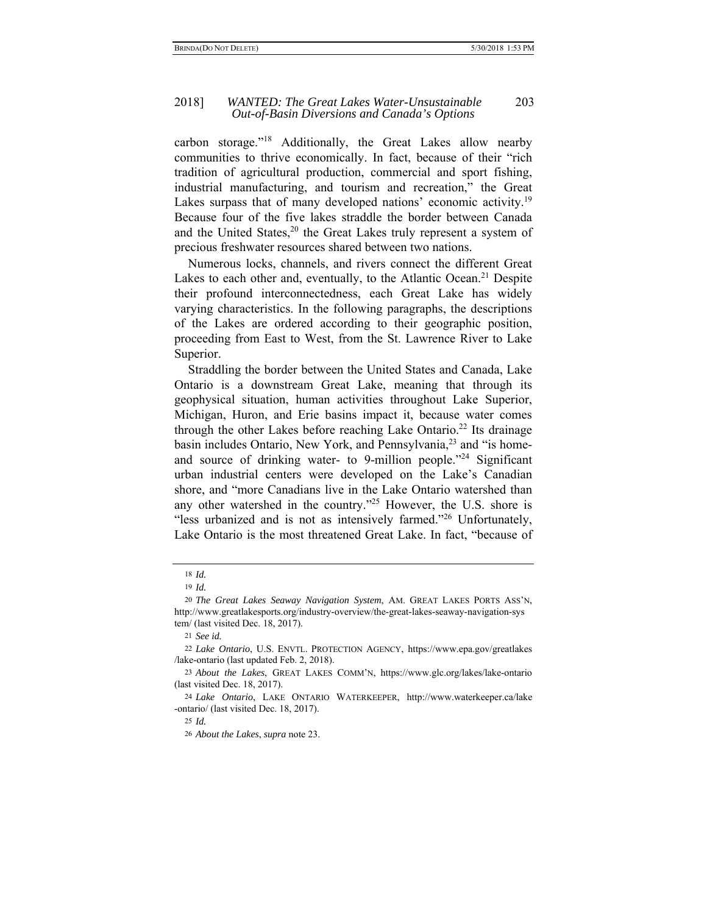carbon storage."[18] Additionally, the Great Lakes allow nearby communities to thrive economically. In fact, because of their "rich tradition of agricultural production, commercial and sport fishing, industrial manufacturing, and tourism and recreation," the Great Lakes surpass that of many developed nations' economic activity.[19] Because four of the five lakes straddle the border between Canada and the United States,[20] the Great Lakes truly represent a system of precious freshwater resources shared between two nations.

Numerous locks, channels, and rivers connect the different Great Lakes to each other and, eventually, to the Atlantic Ocean.[21] Despite their profound interconnectedness, each Great Lake has widely varying characteristics. In the following paragraphs, the descriptions of the Lakes are ordered according to their geographic position, proceeding from East to West, from the St. Lawrence River to Lake Superior.

Straddling the border between the United States and Canada, Lake Ontario is a downstream Great Lake, meaning that through its geophysical situation, human activities throughout Lake Superior, Michigan, Huron, and Erie basins impact it, because water comes through the other Lakes before reaching Lake Ontario.[22] Its drainage basin includes Ontario, New York, and Pennsylvania,[23] and "is home- and source of drinking water- to 9-million people."[24] Significant urban industrial centers were developed on the Lake's Canadian shore, and "more Canadians live in the Lake Ontario watershed than any other watershed in the country."[25] However, the U.S. shore is "less urbanized and is not as intensively farmed."[26] Unfortunately, Lake Ontario is the most threatened Great Lake. In fact, "because of

---

18 *Id.*

19 *Id.*

20 *The Great Lakes Seaway Navigation System*, AM. GREAT LAKES PORTS ASS'N, http://www.greatlakesports.org/industry-overview/the-great-lakes-seaway-navigation-system/ (last visited Dec. 18, 2017).

21 *See id.*

22 *Lake Ontario*, U.S. ENVTL. PROTECTION AGENCY, https://www.epa.gov/greatlakes/lake-ontario (last updated Feb. 2, 2018).

23 *About the Lakes*, GREAT LAKES COMM'N, https://www.glc.org/lakes/lake-ontario (last visited Dec. 18, 2017).

24 *Lake Ontario*, LAKE ONTARIO WATERKEEPER, http://www.waterkeeper.ca/lake-ontario/ (last visited Dec. 18, 2017).

25 *Id.*

26 *About the Lakes*, *supra* note 23.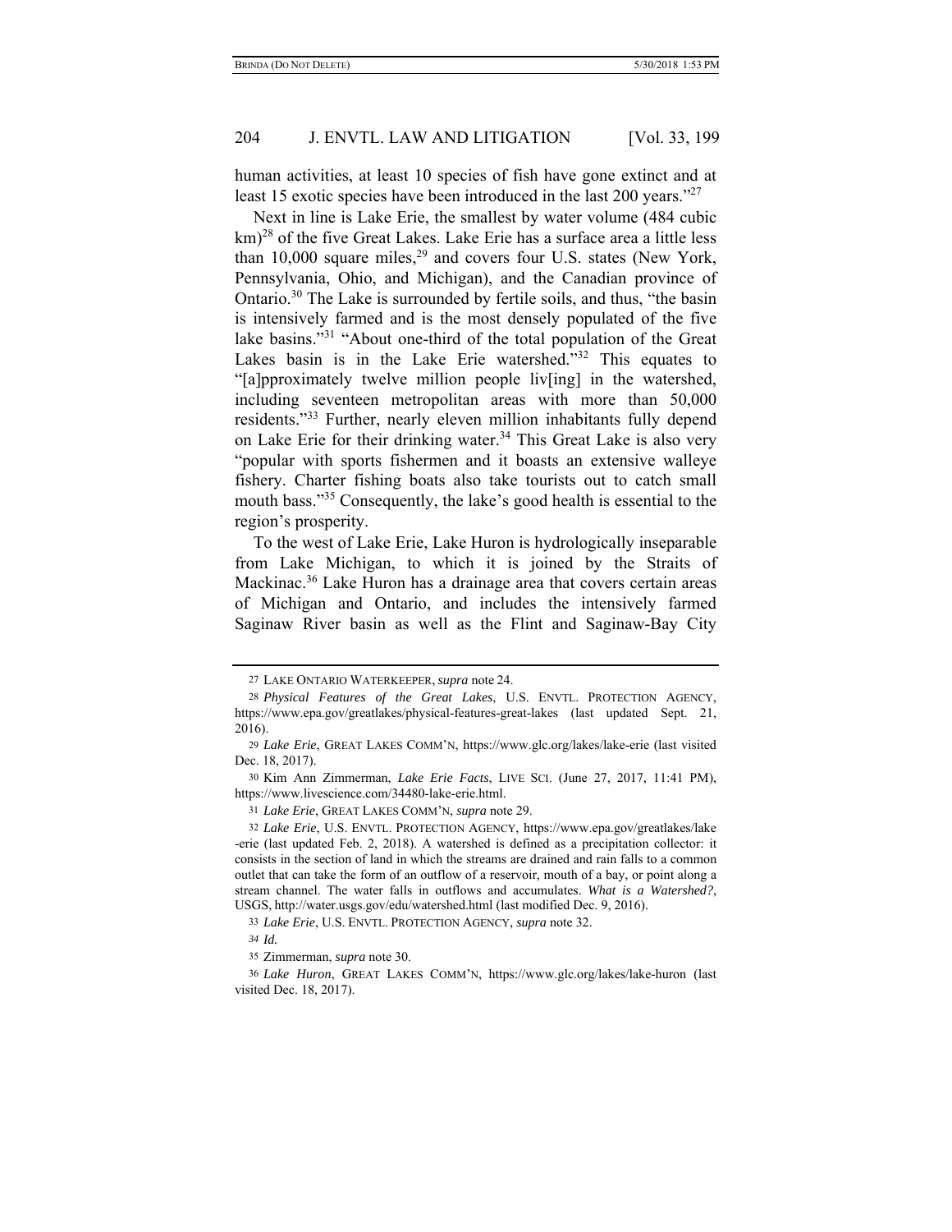human activities, at least 10 species of fish have gone extinct and at least 15 exotic species have been introduced in the last 200 years."[27]

Next in line is Lake Erie, the smallest by water volume (484 cubic km)[28] of the five Great Lakes. Lake Erie has a surface area a little less than 10,000 square miles,[29] and covers four U.S. states (New York, Pennsylvania, Ohio, and Michigan), and the Canadian province of Ontario.[30] The Lake is surrounded by fertile soils, and thus, "the basin is intensively farmed and is the most densely populated of the five lake basins."[31] "About one-third of the total population of the Great Lakes basin is in the Lake Erie watershed."[32] This equates to "[a]pproximately twelve million people liv[ing] in the watershed, including seventeen metropolitan areas with more than 50,000 residents."[33] Further, nearly eleven million inhabitants fully depend on Lake Erie for their drinking water.[34] This Great Lake is also very "popular with sports fishermen and it boasts an extensive walleye fishery. Charter fishing boats also take tourists out to catch small mouth bass."[35] Consequently, the lake's good health is essential to the region's prosperity.

To the west of Lake Erie, Lake Huron is hydrologically inseparable from Lake Michigan, to which it is joined by the Straits of Mackinac.[36] Lake Huron has a drainage area that covers certain areas of Michigan and Ontario, and includes the intensively farmed Saginaw River basin as well as the Flint and Saginaw-Bay City

---

27 LAKE ONTARIO WATERKEEPER, *supra* note 24.

28 *Physical Features of the Great Lakes*, U.S. ENVTL. PROTECTION AGENCY, https://www.epa.gov/greatlakes/physical-features-great-lakes (last updated Sept. 21, 2016).

29 *Lake Erie*, GREAT LAKES COMM'N, https://www.glc.org/lakes/lake-erie (last visited Dec. 18, 2017).

30 Kim Ann Zimmerman, *Lake Erie Facts*, LIVE SCI. (June 27, 2017, 11:41 PM), https://www.livescience.com/34480-lake-erie.html.

31 *Lake Erie*, GREAT LAKES COMM'N, *supra* note 29.

32 *Lake Erie*, U.S. ENVTL. PROTECTION AGENCY, https://www.epa.gov/greatlakes/lake-erie (last updated Feb. 2, 2018). A watershed is defined as a precipitation collector: it consists in the section of land in which the streams are drained and rain falls to a common outlet that can take the form of an outflow of a reservoir, mouth of a bay, or point along a stream channel. The water falls in outflows and accumulates. *What is a Watershed?*, USGS, http://water.usgs.gov/edu/watershed.html (last modified Dec. 9, 2016).

33 *Lake Erie*, U.S. ENVTL. PROTECTION AGENCY, *supra* note 32.

34 *Id.*

35 Zimmerman, *supra* note 30.

36 *Lake Huron*, GREAT LAKES COMM'N, https://www.glc.org/lakes/lake-huron (last visited Dec. 18, 2017).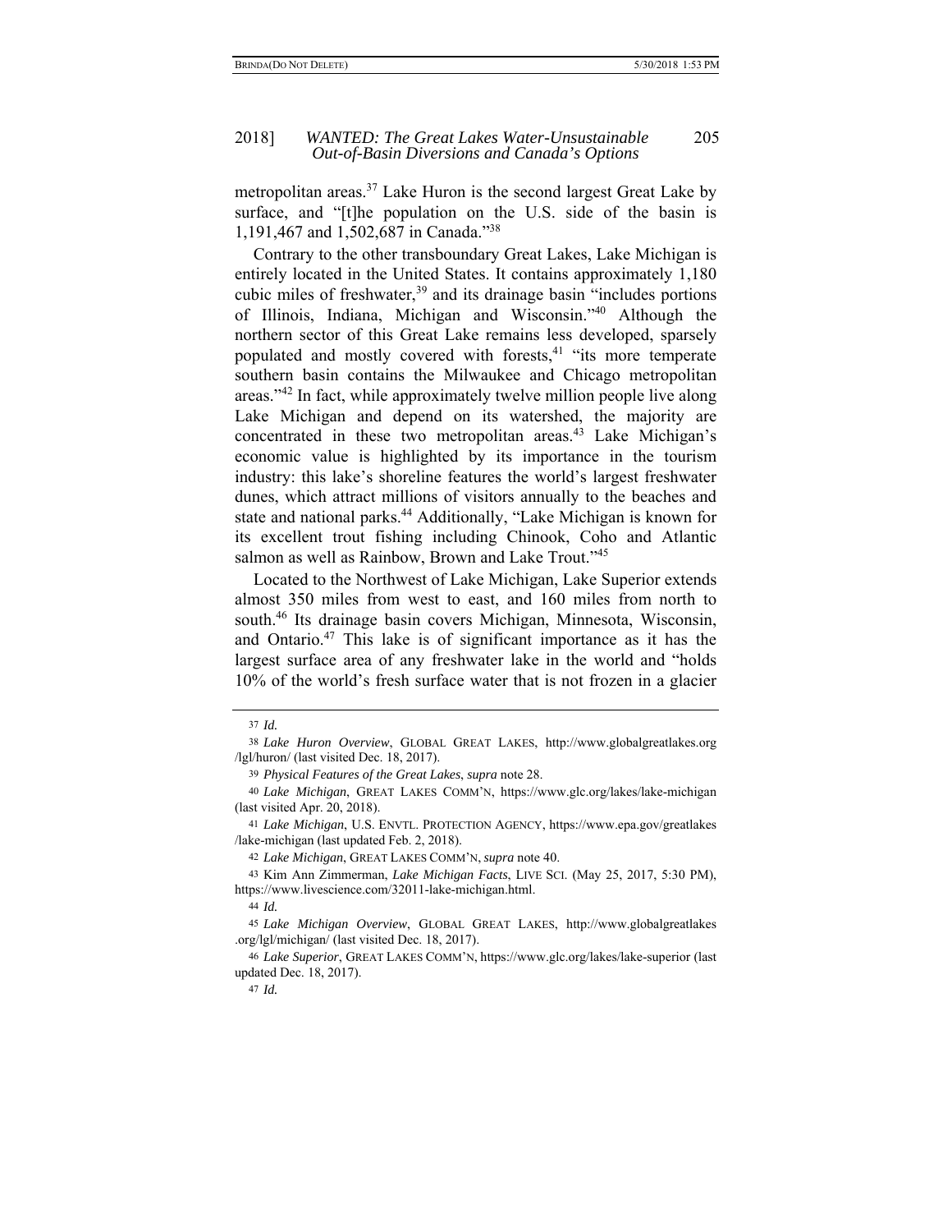metropolitan areas.[37] Lake Huron is the second largest Great Lake by surface, and "[t]he population on the U.S. side of the basin is 1,191,467 and 1,502,687 in Canada."[38]

Contrary to the other transboundary Great Lakes, Lake Michigan is entirely located in the United States. It contains approximately 1,180 cubic miles of freshwater,[39] and its drainage basin "includes portions of Illinois, Indiana, Michigan and Wisconsin."[40] Although the northern sector of this Great Lake remains less developed, sparsely populated and mostly covered with forests,[41] "its more temperate southern basin contains the Milwaukee and Chicago metropolitan areas."[42] In fact, while approximately twelve million people live along Lake Michigan and depend on its watershed, the majority are concentrated in these two metropolitan areas.[43] Lake Michigan's economic value is highlighted by its importance in the tourism industry: this lake's shoreline features the world's largest freshwater dunes, which attract millions of visitors annually to the beaches and state and national parks.[44] Additionally, "Lake Michigan is known for its excellent trout fishing including Chinook, Coho and Atlantic salmon as well as Rainbow, Brown and Lake Trout."[45]

Located to the Northwest of Lake Michigan, Lake Superior extends almost 350 miles from west to east, and 160 miles from north to south.[46] Its drainage basin covers Michigan, Minnesota, Wisconsin, and Ontario.[47] This lake is of significant importance as it has the largest surface area of any freshwater lake in the world and "holds 10% of the world's fresh surface water that is not frozen in a glacier

---

37 *Id.*

38 *Lake Huron Overview*, GLOBAL GREAT LAKES, http://www.globalgreatlakes.org/lgl/huron/ (last visited Dec. 18, 2017).

39 *Physical Features of the Great Lakes*, *supra* note 28.

40 *Lake Michigan*, GREAT LAKES COMM'N, https://www.glc.org/lakes/lake-michigan (last visited Apr. 20, 2018).

41 *Lake Michigan*, U.S. ENVTL. PROTECTION AGENCY, https://www.epa.gov/greatlakes/lake-michigan (last updated Feb. 2, 2018).

42 *Lake Michigan*, GREAT LAKES COMM'N, *supra* note 40.

43 Kim Ann Zimmerman, *Lake Michigan Facts*, LIVE SCI. (May 25, 2017, 5:30 PM), https://www.livescience.com/32011-lake-michigan.html.

44 *Id.*

45 *Lake Michigan Overview*, GLOBAL GREAT LAKES, http://www.globalgreatlakes.org/lgl/michigan/ (last visited Dec. 18, 2017).

46 *Lake Superior*, GREAT LAKES COMM'N, https://www.glc.org/lakes/lake-superior (last updated Dec. 18, 2017).

47 *Id.*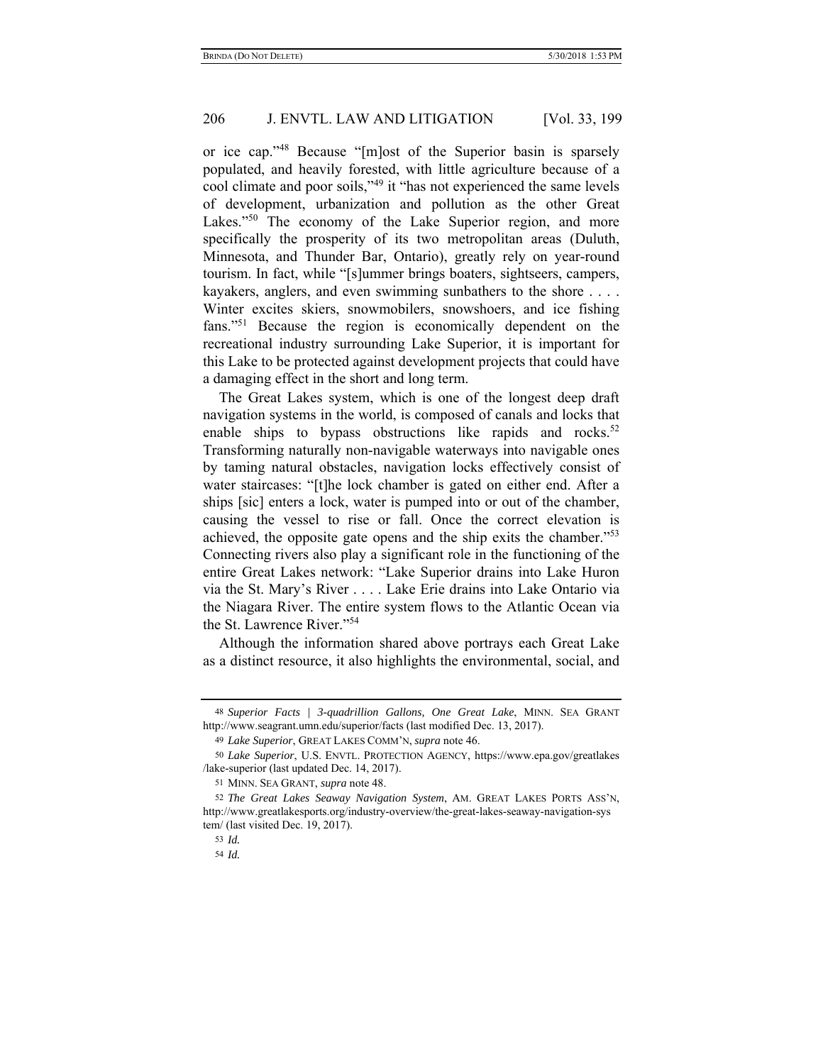or ice cap."[48] Because "[m]ost of the Superior basin is sparsely populated, and heavily forested, with little agriculture because of a cool climate and poor soils,"[49] it "has not experienced the same levels of development, urbanization and pollution as the other Great Lakes."[50] The economy of the Lake Superior region, and more specifically the prosperity of its two metropolitan areas (Duluth, Minnesota, and Thunder Bar, Ontario), greatly rely on year-round tourism. In fact, while "[s]ummer brings boaters, sightseers, campers, kayakers, anglers, and even swimming sunbathers to the shore . . . . Winter excites skiers, snowmobilers, snowshoers, and ice fishing fans."[51] Because the region is economically dependent on the recreational industry surrounding Lake Superior, it is important for this Lake to be protected against development projects that could have a damaging effect in the short and long term.

The Great Lakes system, which is one of the longest deep draft navigation systems in the world, is composed of canals and locks that enable ships to bypass obstructions like rapids and rocks.[52] Transforming naturally non-navigable waterways into navigable ones by taming natural obstacles, navigation locks effectively consist of water staircases: "[t]he lock chamber is gated on either end. After a ships [sic] enters a lock, water is pumped into or out of the chamber, causing the vessel to rise or fall. Once the correct elevation is achieved, the opposite gate opens and the ship exits the chamber."[53] Connecting rivers also play a significant role in the functioning of the entire Great Lakes network: "Lake Superior drains into Lake Huron via the St. Mary's River . . . . Lake Erie drains into Lake Ontario via the Niagara River. The entire system flows to the Atlantic Ocean via the St. Lawrence River."[54]

Although the information shared above portrays each Great Lake as a distinct resource, it also highlights the environmental, social, and

---

48 *Superior Facts | 3-quadrillion Gallons, One Great Lake*, MINN. SEA GRANT http://www.seagrant.umn.edu/superior/facts (last modified Dec. 13, 2017).

49 *Lake Superior*, GREAT LAKES COMM'N, *supra* note 46.

50 *Lake Superior*, U.S. ENVTL. PROTECTION AGENCY, https://www.epa.gov/greatlakes/lake-superior (last updated Dec. 14, 2017).

51 MINN. SEA GRANT, *supra* note 48.

52 *The Great Lakes Seaway Navigation System*, AM. GREAT LAKES PORTS ASS'N, http://www.greatlakesports.org/industry-overview/the-great-lakes-seaway-navigation-system/ (last visited Dec. 19, 2017).

53 *Id.*

54 *Id.*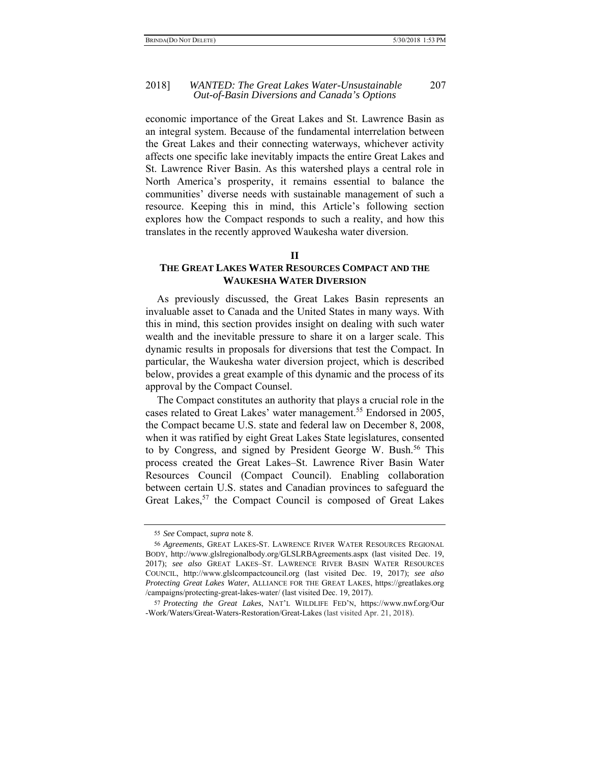economic importance of the Great Lakes and St. Lawrence Basin as an integral system. Because of the fundamental interrelation between the Great Lakes and their connecting waterways, whichever activity affects one specific lake inevitably impacts the entire Great Lakes and St. Lawrence River Basin. As this watershed plays a central role in North America's prosperity, it remains essential to balance the communities' diverse needs with sustainable management of such a resource. Keeping this in mind, this Article's following section explores how the Compact responds to such a reality, and how this translates in the recently approved Waukesha water diversion.

## II
## THE GREAT LAKES WATER RESOURCES COMPACT AND THE WAUKESHA WATER DIVERSION

As previously discussed, the Great Lakes Basin represents an invaluable asset to Canada and the United States in many ways. With this in mind, this section provides insight on dealing with such water wealth and the inevitable pressure to share it on a larger scale. This dynamic results in proposals for diversions that test the Compact. In particular, the Waukesha water diversion project, which is described below, provides a great example of this dynamic and the process of its approval by the Compact Counsel.

The Compact constitutes an authority that plays a crucial role in the cases related to Great Lakes' water management.[55] Endorsed in 2005, the Compact became U.S. state and federal law on December 8, 2008, when it was ratified by eight Great Lakes State legislatures, consented to by Congress, and signed by President George W. Bush.[56] This process created the Great Lakes–St. Lawrence River Basin Water Resources Council (Compact Council). Enabling collaboration between certain U.S. states and Canadian provinces to safeguard the Great Lakes,[57] the Compact Council is composed of Great Lakes

---

55 *See* Compact, *supra* note 8.

56 *Agreements*, GREAT LAKES-ST. LAWRENCE RIVER WATER RESOURCES REGIONAL BODY, http://www.glslregionalbody.org/GLSLRBAgreements.aspx (last visited Dec. 19, 2017); *see also* GREAT LAKES–ST. LAWRENCE RIVER BASIN WATER RESOURCES COUNCIL, http://www.glslcompactcouncil.org (last visited Dec. 19, 2017); *see also* *Protecting Great Lakes Water*, ALLIANCE FOR THE GREAT LAKES, https://greatlakes.org /campaigns/protecting-great-lakes-water/ (last visited Dec. 19, 2017).

57 *Protecting the Great Lakes*, NAT'L WILDLIFE FED'N, https://www.nwf.org/Our -Work/Waters/Great-Waters-Restoration/Great-Lakes (last visited Apr. 21, 2018).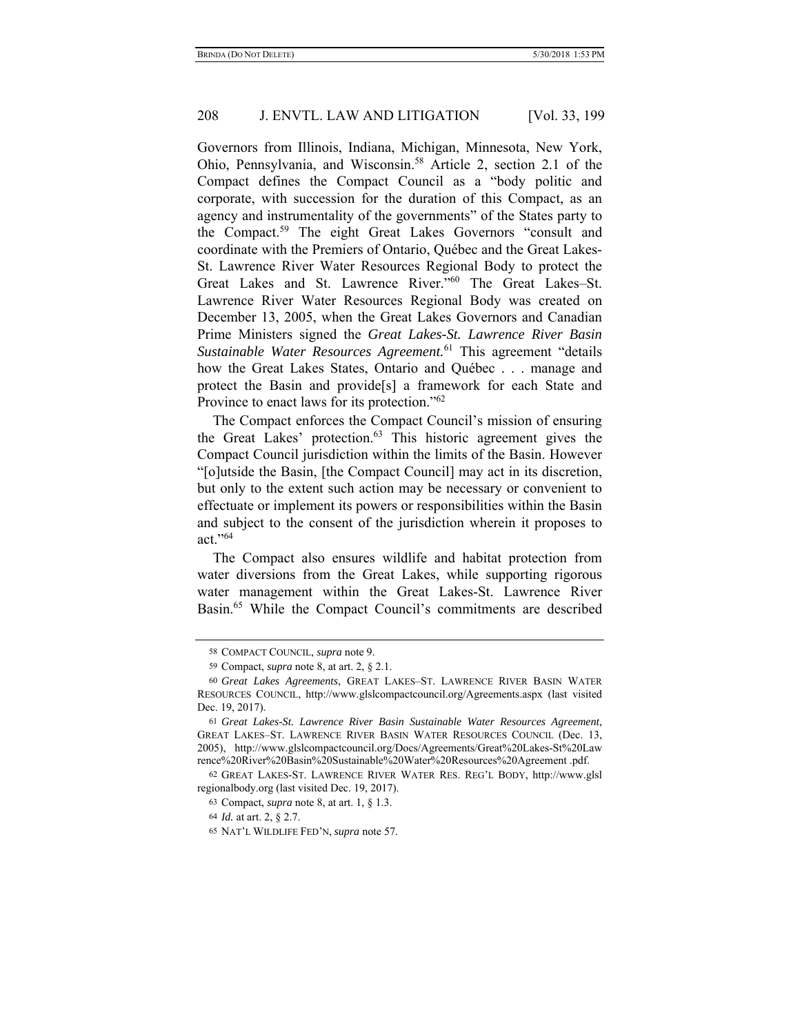Governors from Illinois, Indiana, Michigan, Minnesota, New York, Ohio, Pennsylvania, and Wisconsin.[58] Article 2, section 2.1 of the Compact defines the Compact Council as a "body politic and corporate, with succession for the duration of this Compact, as an agency and instrumentality of the governments" of the States party to the Compact.[59] The eight Great Lakes Governors "consult and coordinate with the Premiers of Ontario, Québec and the Great Lakes-St. Lawrence River Water Resources Regional Body to protect the Great Lakes and St. Lawrence River."[60] The Great Lakes–St. Lawrence River Water Resources Regional Body was created on December 13, 2005, when the Great Lakes Governors and Canadian Prime Ministers signed the *Great Lakes-St. Lawrence River Basin Sustainable Water Resources Agreement.*[61] This agreement "details how the Great Lakes States, Ontario and Québec . . . manage and protect the Basin and provide[s] a framework for each State and Province to enact laws for its protection."[62]

The Compact enforces the Compact Council's mission of ensuring the Great Lakes' protection.[63] This historic agreement gives the Compact Council jurisdiction within the limits of the Basin. However "[o]utside the Basin, [the Compact Council] may act in its discretion, but only to the extent such action may be necessary or convenient to effectuate or implement its powers or responsibilities within the Basin and subject to the consent of the jurisdiction wherein it proposes to act."[64]

The Compact also ensures wildlife and habitat protection from water diversions from the Great Lakes, while supporting rigorous water management within the Great Lakes-St. Lawrence River Basin.[65] While the Compact Council's commitments are described

---

58 COMPACT COUNCIL, *supra* note 9.

59 Compact, *supra* note 8, at art. 2, § 2.1.

60 *Great Lakes Agreements*, GREAT LAKES–ST. LAWRENCE RIVER BASIN WATER RESOURCES COUNCIL, http://www.glslcompactcouncil.org/Agreements.aspx (last visited Dec. 19, 2017).

61 *Great Lakes-St. Lawrence River Basin Sustainable Water Resources Agreement*, GREAT LAKES–ST. LAWRENCE RIVER BASIN WATER RESOURCES COUNCIL (Dec. 13, 2005), http://www.glslcompactcouncil.org/Docs/Agreements/Great%20Lakes-St%20Lawrence%20River%20Basin%20Sustainable%20Water%20Resources%20Agreement .pdf.

62 GREAT LAKES-ST. LAWRENCE RIVER WATER RES. REG'L BODY, http://www.glslregionalbody.org (last visited Dec. 19, 2017).

63 Compact, *supra* note 8, at art. 1, § 1.3.

64 *Id.* at art. 2, § 2.7.

65 NAT'L WILDLIFE FED'N, *supra* note 57.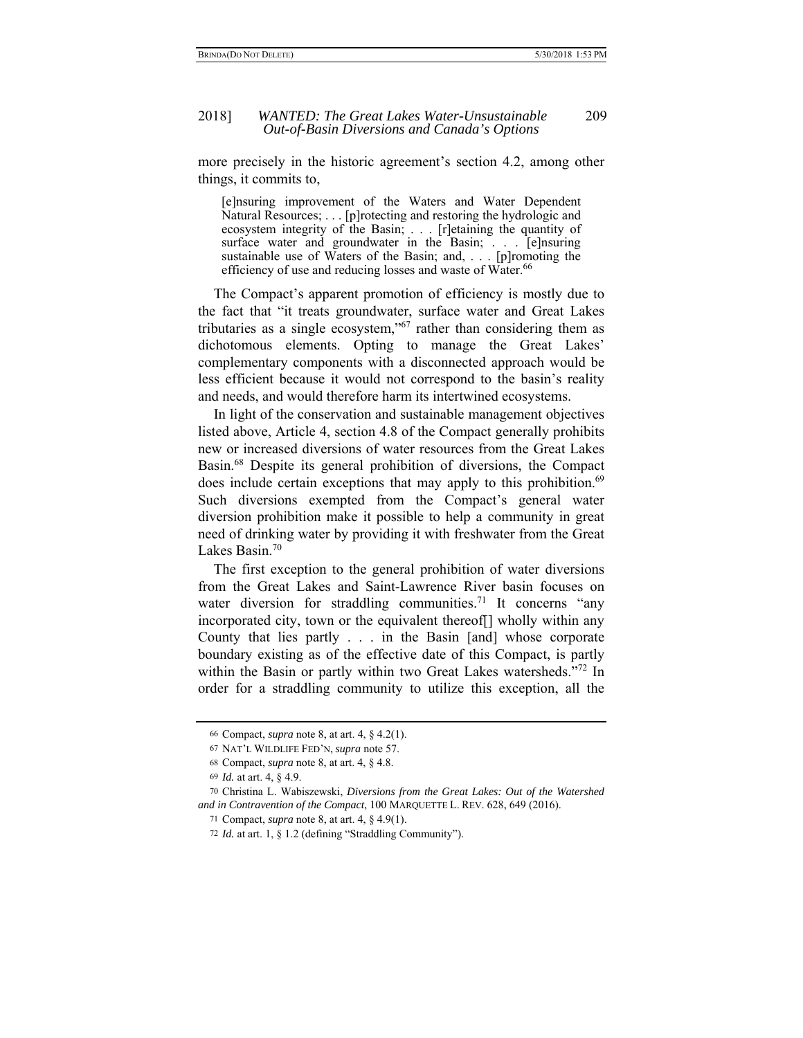more precisely in the historic agreement's section 4.2, among other things, it commits to,

> [e]nsuring improvement of the Waters and Water Dependent Natural Resources; . . . [p]rotecting and restoring the hydrologic and ecosystem integrity of the Basin; . . . [r]etaining the quantity of surface water and groundwater in the Basin; . . . [e]nsuring sustainable use of Waters of the Basin; and, . . . [p]romoting the efficiency of use and reducing losses and waste of Water.[66]

The Compact's apparent promotion of efficiency is mostly due to the fact that "it treats groundwater, surface water and Great Lakes tributaries as a single ecosystem,"[67] rather than considering them as dichotomous elements. Opting to manage the Great Lakes' complementary components with a disconnected approach would be less efficient because it would not correspond to the basin's reality and needs, and would therefore harm its intertwined ecosystems.

In light of the conservation and sustainable management objectives listed above, Article 4, section 4.8 of the Compact generally prohibits new or increased diversions of water resources from the Great Lakes Basin.[68] Despite its general prohibition of diversions, the Compact does include certain exceptions that may apply to this prohibition.[69] Such diversions exempted from the Compact's general water diversion prohibition make it possible to help a community in great need of drinking water by providing it with freshwater from the Great Lakes Basin.[70]

The first exception to the general prohibition of water diversions from the Great Lakes and Saint-Lawrence River basin focuses on water diversion for straddling communities.[71] It concerns "any incorporated city, town or the equivalent thereof[] wholly within any County that lies partly . . . in the Basin [and] whose corporate boundary existing as of the effective date of this Compact, is partly within the Basin or partly within two Great Lakes watersheds."[72] In order for a straddling community to utilize this exception, all the

---

66 Compact, *supra* note 8, at art. 4, § 4.2(1).

67 NAT'L WILDLIFE FED'N, *supra* note 57.

68 Compact, *supra* note 8, at art. 4, § 4.8.

69 *Id.* at art. 4, § 4.9.

70 Christina L. Wabiszewski, *Diversions from the Great Lakes: Out of the Watershed and in Contravention of the Compact*, 100 MARQUETTE L. REV. 628, 649 (2016).

71 Compact, *supra* note 8, at art. 4, § 4.9(1).

72 *Id.* at art. 1, § 1.2 (defining "Straddling Community").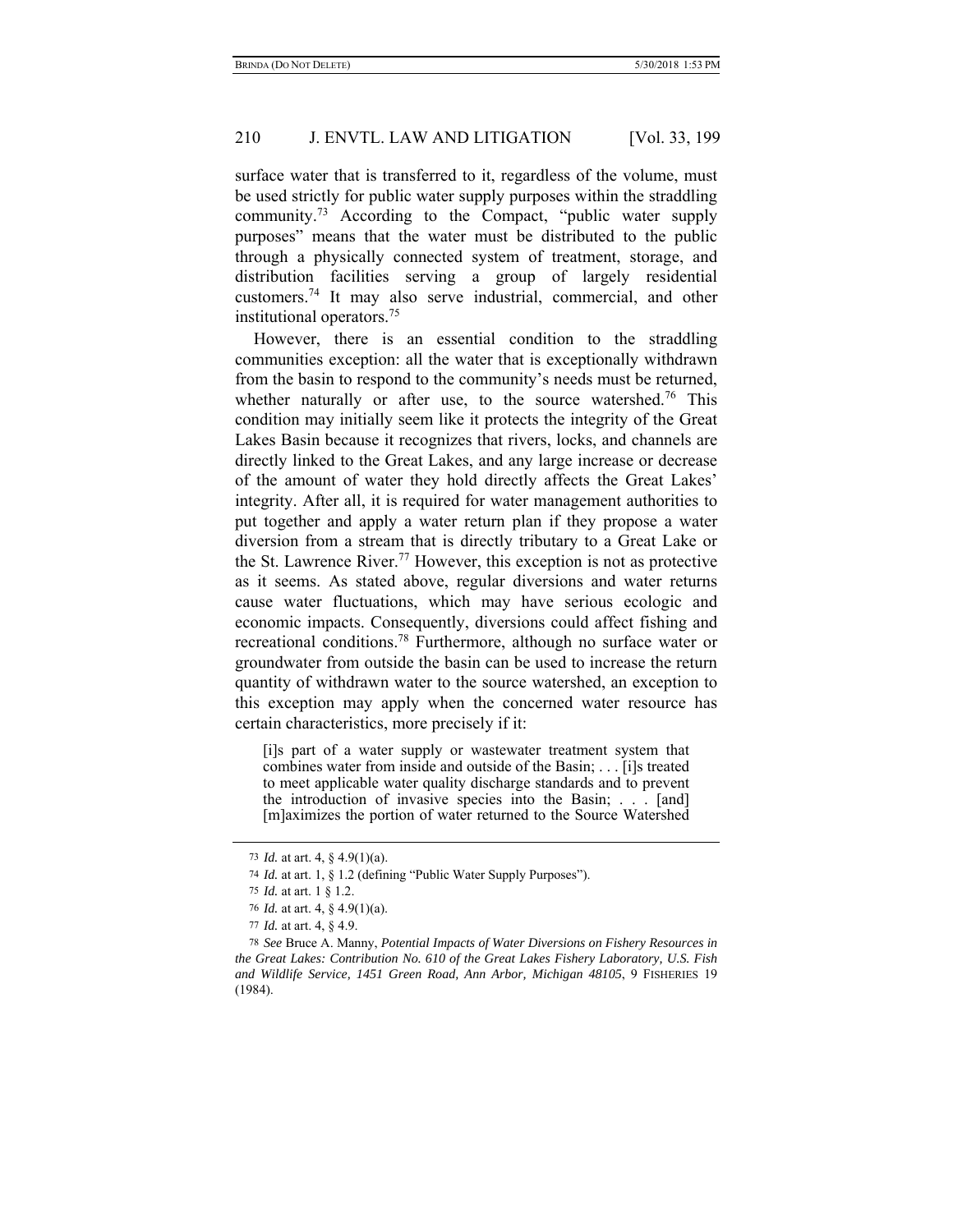surface water that is transferred to it, regardless of the volume, must be used strictly for public water supply purposes within the straddling community.[73] According to the Compact, "public water supply purposes" means that the water must be distributed to the public through a physically connected system of treatment, storage, and distribution facilities serving a group of largely residential customers.[74] It may also serve industrial, commercial, and other institutional operators.[75]

However, there is an essential condition to the straddling communities exception: all the water that is exceptionally withdrawn from the basin to respond to the community's needs must be returned, whether naturally or after use, to the source watershed.[76] This condition may initially seem like it protects the integrity of the Great Lakes Basin because it recognizes that rivers, locks, and channels are directly linked to the Great Lakes, and any large increase or decrease of the amount of water they hold directly affects the Great Lakes' integrity. After all, it is required for water management authorities to put together and apply a water return plan if they propose a water diversion from a stream that is directly tributary to a Great Lake or the St. Lawrence River.[77] However, this exception is not as protective as it seems. As stated above, regular diversions and water returns cause water fluctuations, which may have serious ecologic and economic impacts. Consequently, diversions could affect fishing and recreational conditions.[78] Furthermore, although no surface water or groundwater from outside the basin can be used to increase the return quantity of withdrawn water to the source watershed, an exception to this exception may apply when the concerned water resource has certain characteristics, more precisely if it:

> [i]s part of a water supply or wastewater treatment system that combines water from inside and outside of the Basin; . . . [i]s treated to meet applicable water quality discharge standards and to prevent the introduction of invasive species into the Basin; . . . [and] [m]aximizes the portion of water returned to the Source Watershed

---

73 *Id.* at art. 4, § 4.9(1)(a).

74 *Id.* at art. 1, § 1.2 (defining "Public Water Supply Purposes").

75 *Id.* at art. 1 § 1.2.

76 *Id.* at art. 4, § 4.9(1)(a).

77 *Id.* at art. 4, § 4.9.

78 *See* Bruce A. Manny, *Potential Impacts of Water Diversions on Fishery Resources in the Great Lakes: Contribution No. 610 of the Great Lakes Fishery Laboratory, U.S. Fish and Wildlife Service, 1451 Green Road, Ann Arbor, Michigan 48105*, 9 FISHERIES 19 (1984).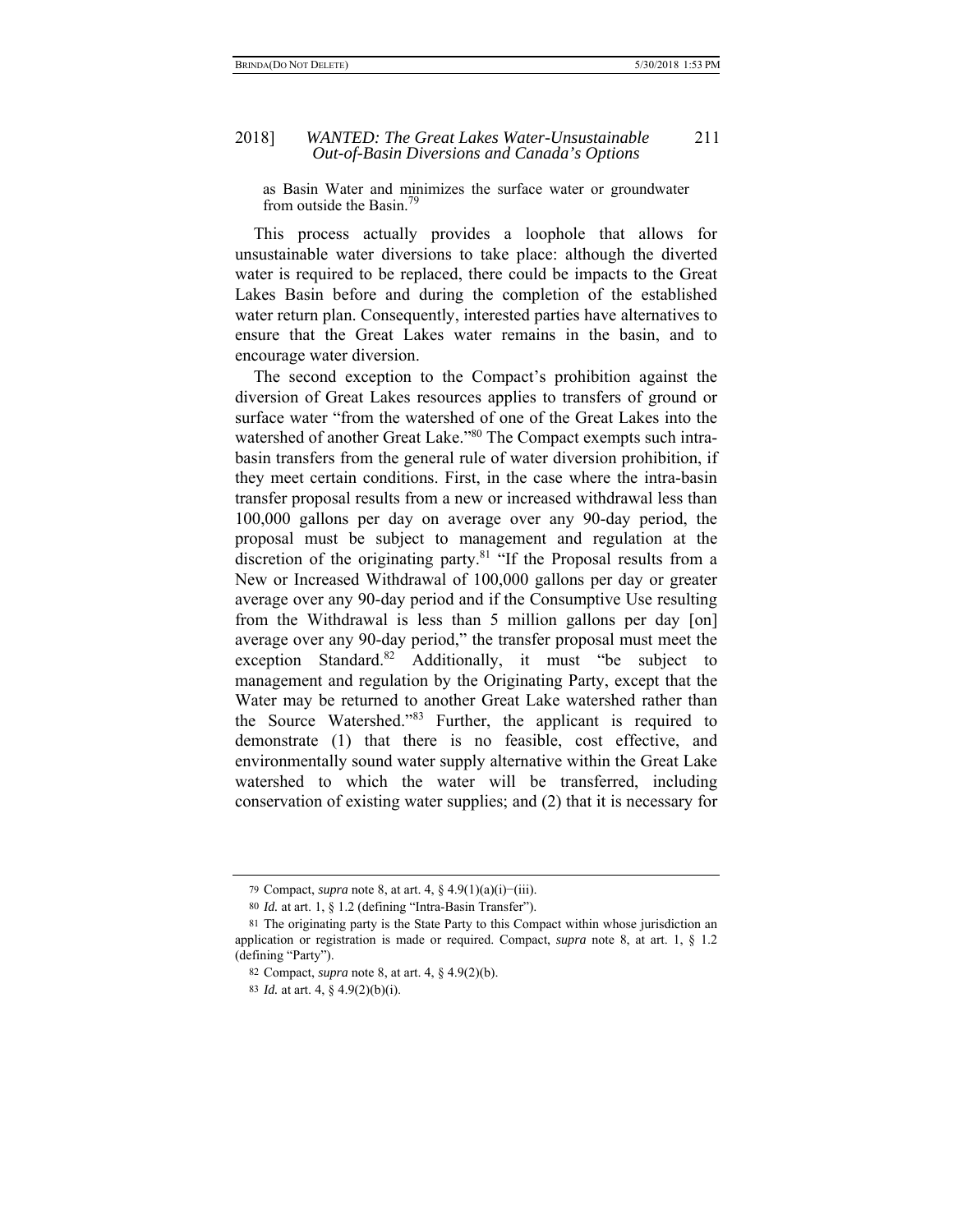> as Basin Water and minimizes the surface water or groundwater from outside the Basin.[79]

This process actually provides a loophole that allows for unsustainable water diversions to take place: although the diverted water is required to be replaced, there could be impacts to the Great Lakes Basin before and during the completion of the established water return plan. Consequently, interested parties have alternatives to ensure that the Great Lakes water remains in the basin, and to encourage water diversion.

The second exception to the Compact's prohibition against the diversion of Great Lakes resources applies to transfers of ground or surface water "from the watershed of one of the Great Lakes into the watershed of another Great Lake."[80] The Compact exempts such intra-basin transfers from the general rule of water diversion prohibition, if they meet certain conditions. First, in the case where the intra-basin transfer proposal results from a new or increased withdrawal less than 100,000 gallons per day on average over any 90-day period, the proposal must be subject to management and regulation at the discretion of the originating party.[81] "If the Proposal results from a New or Increased Withdrawal of 100,000 gallons per day or greater average over any 90-day period and if the Consumptive Use resulting from the Withdrawal is less than 5 million gallons per day [on] average over any 90-day period," the transfer proposal must meet the exception Standard.[82] Additionally, it must "be subject to management and regulation by the Originating Party, except that the Water may be returned to another Great Lake watershed rather than the Source Watershed."[83] Further, the applicant is required to demonstrate (1) that there is no feasible, cost effective, and environmentally sound water supply alternative within the Great Lake watershed to which the water will be transferred, including conservation of existing water supplies; and (2) that it is necessary for

---

79 Compact, *supra* note 8, at art. 4, § 4.9(1)(a)(i)−(iii).

80 *Id.* at art. 1, § 1.2 (defining "Intra-Basin Transfer").

81 The originating party is the State Party to this Compact within whose jurisdiction an application or registration is made or required. Compact, *supra* note 8, at art. 1, § 1.2 (defining "Party").

82 Compact, *supra* note 8, at art. 4, § 4.9(2)(b).

83 *Id.* at art. 4, § 4.9(2)(b)(i).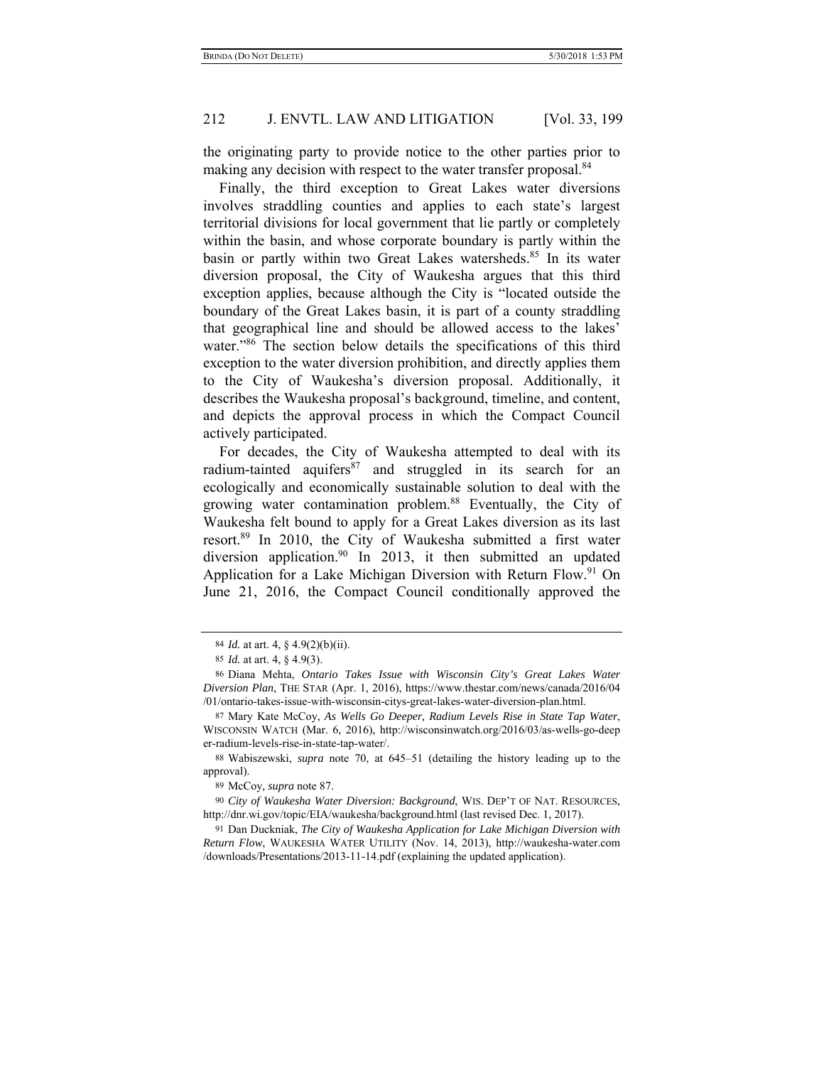the originating party to provide notice to the other parties prior to making any decision with respect to the water transfer proposal.[84]

Finally, the third exception to Great Lakes water diversions involves straddling counties and applies to each state's largest territorial divisions for local government that lie partly or completely within the basin, and whose corporate boundary is partly within the basin or partly within two Great Lakes watersheds.[85] In its water diversion proposal, the City of Waukesha argues that this third exception applies, because although the City is "located outside the boundary of the Great Lakes basin, it is part of a county straddling that geographical line and should be allowed access to the lakes' water."[86] The section below details the specifications of this third exception to the water diversion prohibition, and directly applies them to the City of Waukesha's diversion proposal. Additionally, it describes the Waukesha proposal's background, timeline, and content, and depicts the approval process in which the Compact Council actively participated.

For decades, the City of Waukesha attempted to deal with its radium-tainted aquifers[87] and struggled in its search for an ecologically and economically sustainable solution to deal with the growing water contamination problem.[88] Eventually, the City of Waukesha felt bound to apply for a Great Lakes diversion as its last resort.[89] In 2010, the City of Waukesha submitted a first water diversion application.[90] In 2013, it then submitted an updated Application for a Lake Michigan Diversion with Return Flow.[91] On June 21, 2016, the Compact Council conditionally approved the

---

84 *Id.* at art. 4, § 4.9(2)(b)(ii).

85 *Id.* at art. 4, § 4.9(3).

86 Diana Mehta, *Ontario Takes Issue with Wisconsin City's Great Lakes Water Diversion Plan*, THE STAR (Apr. 1, 2016), https://www.thestar.com/news/canada/2016/04/01/ontario-takes-issue-with-wisconsin-citys-great-lakes-water-diversion-plan.html.

87 Mary Kate McCoy, *As Wells Go Deeper, Radium Levels Rise in State Tap Water*, WISCONSIN WATCH (Mar. 6, 2016), http://wisconsinwatch.org/2016/03/as-wells-go-deeper-radium-levels-rise-in-state-tap-water/.

88 Wabiszewski, *supra* note 70, at 645–51 (detailing the history leading up to the approval).

89 McCoy, *supra* note 87.

90 *City of Waukesha Water Diversion: Background*, WIS. DEP'T OF NAT. RESOURCES, http://dnr.wi.gov/topic/EIA/waukesha/background.html (last revised Dec. 1, 2017).

91 Dan Duckniak, *The City of Waukesha Application for Lake Michigan Diversion with Return Flow*, WAUKESHA WATER UTILITY (Nov. 14, 2013), http://waukesha-water.com/downloads/Presentations/2013-11-14.pdf (explaining the updated application).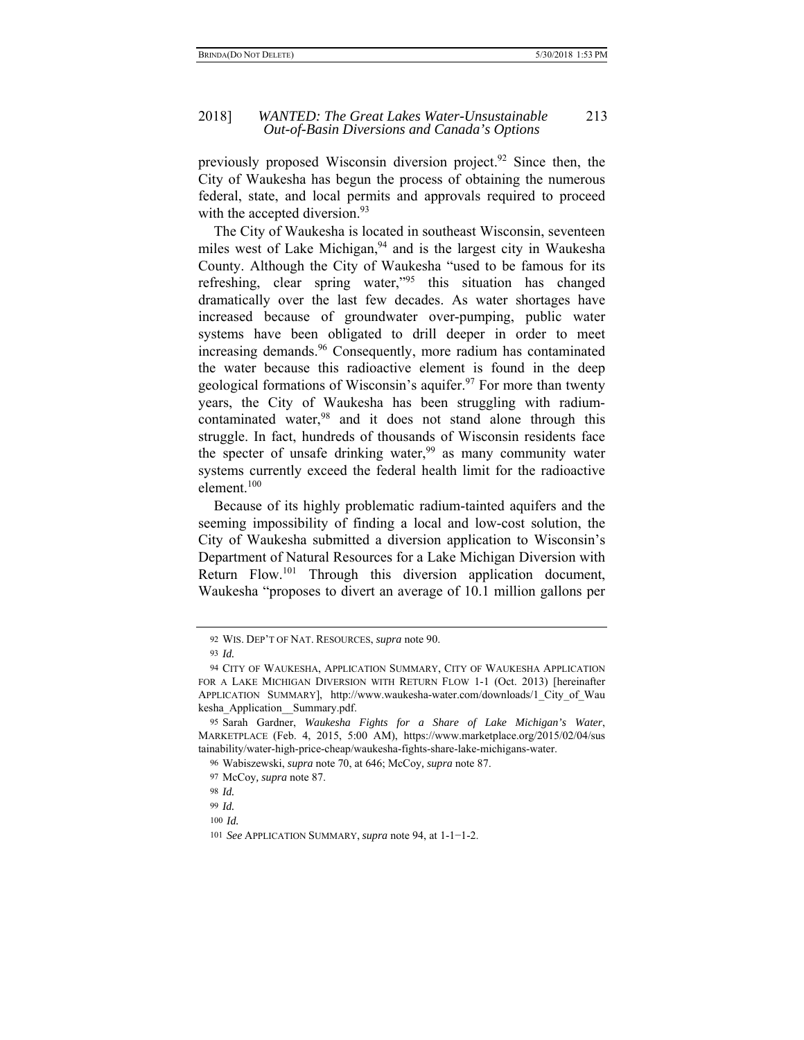previously proposed Wisconsin diversion project.[92] Since then, the City of Waukesha has begun the process of obtaining the numerous federal, state, and local permits and approvals required to proceed with the accepted diversion.[93]

The City of Waukesha is located in southeast Wisconsin, seventeen miles west of Lake Michigan,[94] and is the largest city in Waukesha County. Although the City of Waukesha "used to be famous for its refreshing, clear spring water,"[95] this situation has changed dramatically over the last few decades. As water shortages have increased because of groundwater over-pumping, public water systems have been obligated to drill deeper in order to meet increasing demands.[96] Consequently, more radium has contaminated the water because this radioactive element is found in the deep geological formations of Wisconsin's aquifer.[97] For more than twenty years, the City of Waukesha has been struggling with radium-contaminated water,[98] and it does not stand alone through this struggle. In fact, hundreds of thousands of Wisconsin residents face the specter of unsafe drinking water,[99] as many community water systems currently exceed the federal health limit for the radioactive element.[100]

Because of its highly problematic radium-tainted aquifers and the seeming impossibility of finding a local and low-cost solution, the City of Waukesha submitted a diversion application to Wisconsin's Department of Natural Resources for a Lake Michigan Diversion with Return Flow.[101] Through this diversion application document, Waukesha "proposes to divert an average of 10.1 million gallons per

---

92 WIS. DEP'T OF NAT. RESOURCES, *supra* note 90.

93 *Id.*

94 CITY OF WAUKESHA, APPLICATION SUMMARY, CITY OF WAUKESHA APPLICATION FOR A LAKE MICHIGAN DIVERSION WITH RETURN FLOW 1-1 (Oct. 2013) [hereinafter APPLICATION SUMMARY], http://www.waukesha-water.com/downloads/1_City_of_Waukesha_Application__Summary.pdf.

95 Sarah Gardner, *Waukesha Fights for a Share of Lake Michigan's Water*, MARKETPLACE (Feb. 4, 2015, 5:00 AM), https://www.marketplace.org/2015/02/04/sustainability/water-high-price-cheap/waukesha-fights-share-lake-michigans-water.

96 Wabiszewski, *supra* note 70, at 646; McCoy, *supra* note 87.

97 McCoy, *supra* note 87.

98 *Id.*

99 *Id.*

100 *Id.*

101 *See* APPLICATION SUMMARY, *supra* note 94, at 1-1−1-2.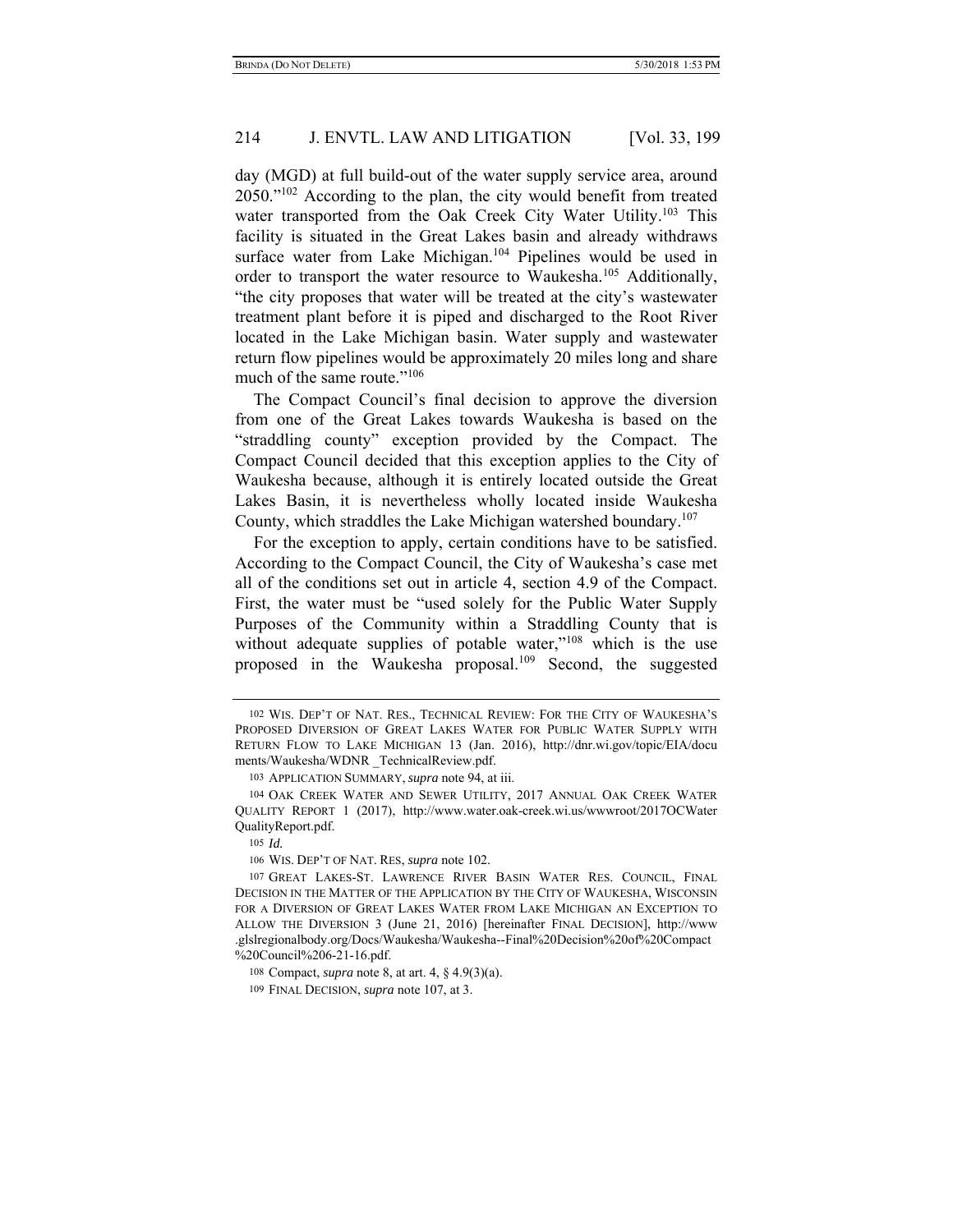day (MGD) at full build-out of the water supply service area, around 2050."[102] According to the plan, the city would benefit from treated water transported from the Oak Creek City Water Utility.[103] This facility is situated in the Great Lakes basin and already withdraws surface water from Lake Michigan.[104] Pipelines would be used in order to transport the water resource to Waukesha.[105] Additionally, "the city proposes that water will be treated at the city's wastewater treatment plant before it is piped and discharged to the Root River located in the Lake Michigan basin. Water supply and wastewater return flow pipelines would be approximately 20 miles long and share much of the same route."[106]

The Compact Council's final decision to approve the diversion from one of the Great Lakes towards Waukesha is based on the "straddling county" exception provided by the Compact. The Compact Council decided that this exception applies to the City of Waukesha because, although it is entirely located outside the Great Lakes Basin, it is nevertheless wholly located inside Waukesha County, which straddles the Lake Michigan watershed boundary.[107]

For the exception to apply, certain conditions have to be satisfied. According to the Compact Council, the City of Waukesha's case met all of the conditions set out in article 4, section 4.9 of the Compact. First, the water must be "used solely for the Public Water Supply Purposes of the Community within a Straddling County that is without adequate supplies of potable water,"[108] which is the use proposed in the Waukesha proposal.[109] Second, the suggested

---

102 WIS. DEP'T OF NAT. RES., TECHNICAL REVIEW: FOR THE CITY OF WAUKESHA'S PROPOSED DIVERSION OF GREAT LAKES WATER FOR PUBLIC WATER SUPPLY WITH RETURN FLOW TO LAKE MICHIGAN 13 (Jan. 2016), http://dnr.wi.gov/topic/EIA/documents/Waukesha/WDNR _TechnicalReview.pdf.

103 APPLICATION SUMMARY, *supra* note 94, at iii.

104 OAK CREEK WATER AND SEWER UTILITY, 2017 ANNUAL OAK CREEK WATER QUALITY REPORT 1 (2017), http://www.water.oak-creek.wi.us/wwwroot/2017OCWaterQualityReport.pdf.

105 *Id.*

106 WIS. DEP'T OF NAT. RES, *supra* note 102.

107 GREAT LAKES-ST. LAWRENCE RIVER BASIN WATER RES. COUNCIL, FINAL DECISION IN THE MATTER OF THE APPLICATION BY THE CITY OF WAUKESHA, WISCONSIN FOR A DIVERSION OF GREAT LAKES WATER FROM LAKE MICHIGAN AN EXCEPTION TO ALLOW THE DIVERSION 3 (June 21, 2016) [hereinafter FINAL DECISION], http://www.glslregionalbody.org/Docs/Waukesha/Waukesha--Final%20Decision%20of%20Compact%20Council%206-21-16.pdf.

108 Compact, *supra* note 8, at art. 4, § 4.9(3)(a).

109 FINAL DECISION, *supra* note 107, at 3.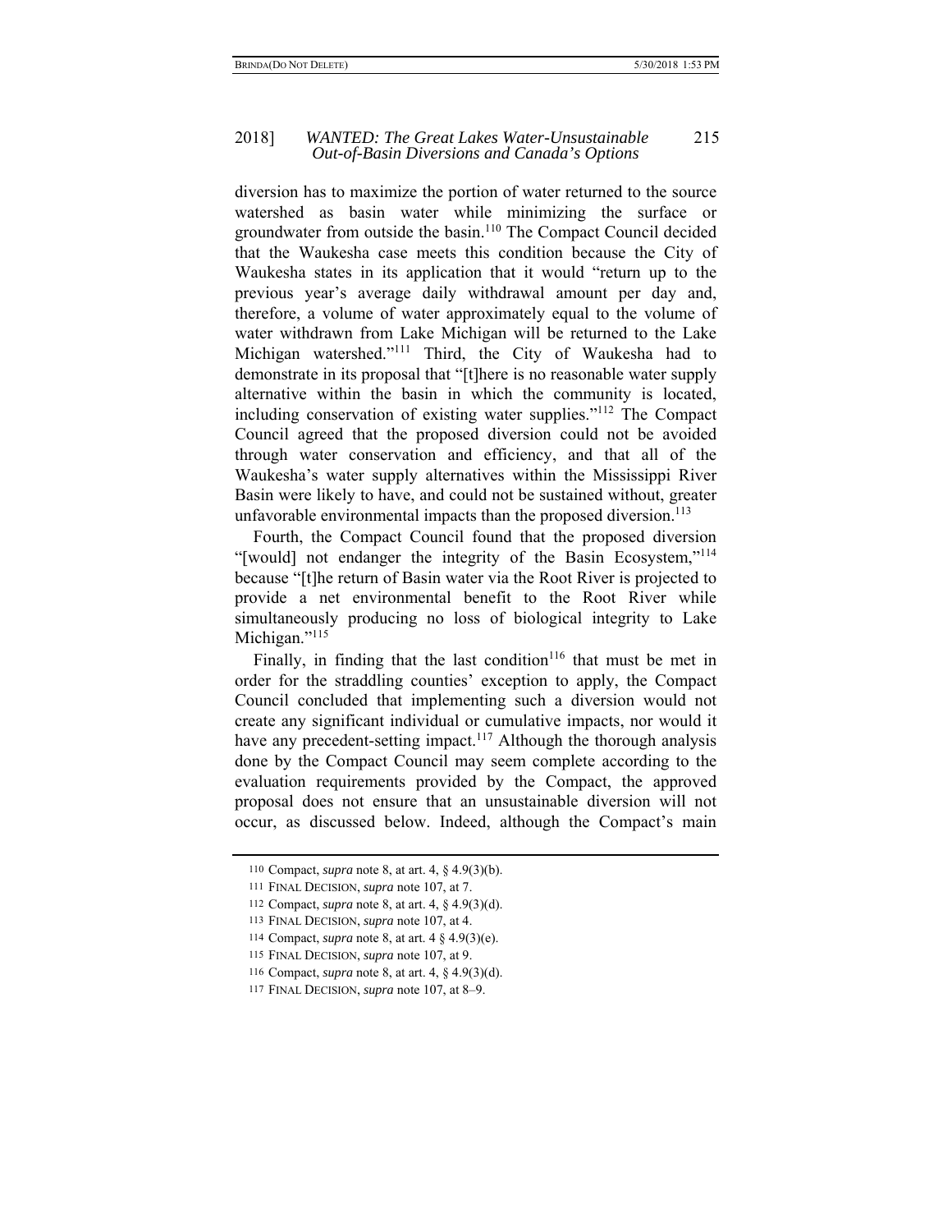diversion has to maximize the portion of water returned to the source watershed as basin water while minimizing the surface or groundwater from outside the basin.[110] The Compact Council decided that the Waukesha case meets this condition because the City of Waukesha states in its application that it would "return up to the previous year's average daily withdrawal amount per day and, therefore, a volume of water approximately equal to the volume of water withdrawn from Lake Michigan will be returned to the Lake Michigan watershed."[111] Third, the City of Waukesha had to demonstrate in its proposal that "[t]here is no reasonable water supply alternative within the basin in which the community is located, including conservation of existing water supplies."[112] The Compact Council agreed that the proposed diversion could not be avoided through water conservation and efficiency, and that all of the Waukesha's water supply alternatives within the Mississippi River Basin were likely to have, and could not be sustained without, greater unfavorable environmental impacts than the proposed diversion.[113]

Fourth, the Compact Council found that the proposed diversion "[would] not endanger the integrity of the Basin Ecosystem,"[114] because "[t]he return of Basin water via the Root River is projected to provide a net environmental benefit to the Root River while simultaneously producing no loss of biological integrity to Lake Michigan."[115]

Finally, in finding that the last condition[116] that must be met in order for the straddling counties' exception to apply, the Compact Council concluded that implementing such a diversion would not create any significant individual or cumulative impacts, nor would it have any precedent-setting impact.[117] Although the thorough analysis done by the Compact Council may seem complete according to the evaluation requirements provided by the Compact, the approved proposal does not ensure that an unsustainable diversion will not occur, as discussed below. Indeed, although the Compact's main

110 Compact, *supra* note 8, at art. 4, § 4.9(3)(b).

111 FINAL DECISION, *supra* note 107, at 7.

112 Compact, *supra* note 8, at art. 4, § 4.9(3)(d).

113 FINAL DECISION, *supra* note 107, at 4.

114 Compact, *supra* note 8, at art. 4 § 4.9(3)(e).

115 FINAL DECISION, *supra* note 107, at 9.

116 Compact, *supra* note 8, at art. 4, § 4.9(3)(d).

117 FINAL DECISION, *supra* note 107, at 8–9.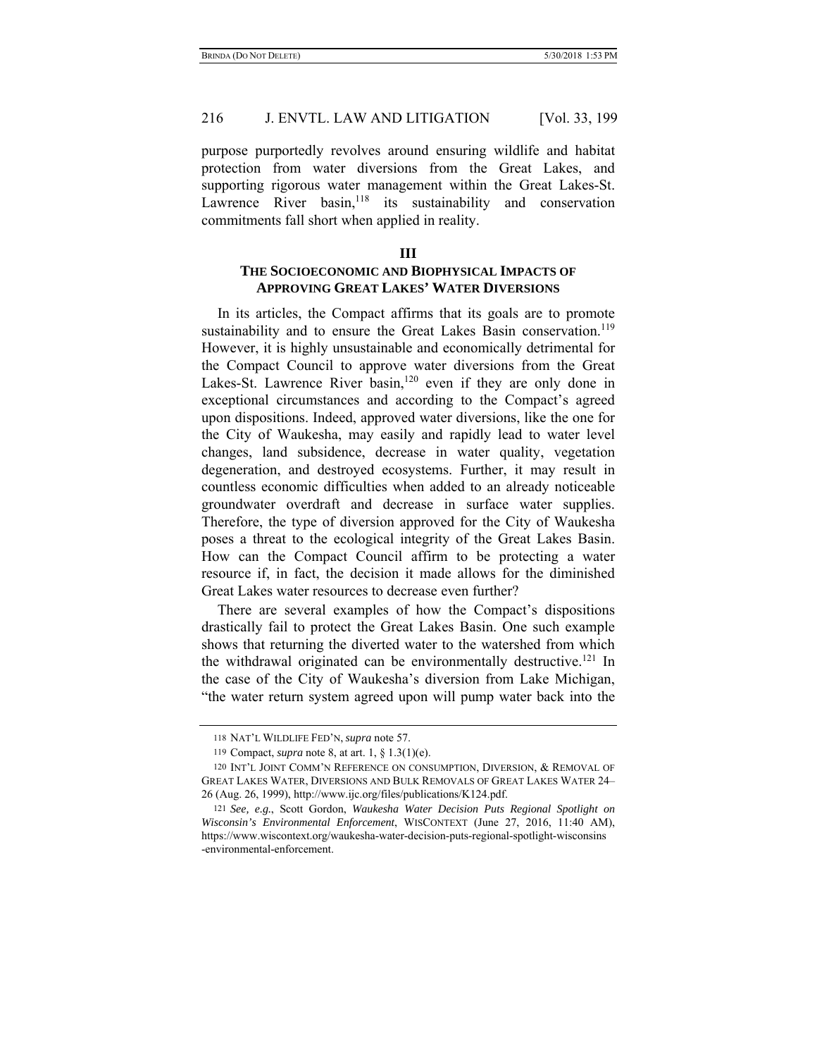purpose purportedly revolves around ensuring wildlife and habitat protection from water diversions from the Great Lakes, and supporting rigorous water management within the Great Lakes-St. Lawrence River basin,[118] its sustainability and conservation commitments fall short when applied in reality.

## III

## THE SOCIOECONOMIC AND BIOPHYSICAL IMPACTS OF APPROVING GREAT LAKES' WATER DIVERSIONS

In its articles, the Compact affirms that its goals are to promote sustainability and to ensure the Great Lakes Basin conservation.[119] However, it is highly unsustainable and economically detrimental for the Compact Council to approve water diversions from the Great Lakes-St. Lawrence River basin,[120] even if they are only done in exceptional circumstances and according to the Compact's agreed upon dispositions. Indeed, approved water diversions, like the one for the City of Waukesha, may easily and rapidly lead to water level changes, land subsidence, decrease in water quality, vegetation degeneration, and destroyed ecosystems. Further, it may result in countless economic difficulties when added to an already noticeable groundwater overdraft and decrease in surface water supplies. Therefore, the type of diversion approved for the City of Waukesha poses a threat to the ecological integrity of the Great Lakes Basin. How can the Compact Council affirm to be protecting a water resource if, in fact, the decision it made allows for the diminished Great Lakes water resources to decrease even further?

There are several examples of how the Compact's dispositions drastically fail to protect the Great Lakes Basin. One such example shows that returning the diverted water to the watershed from which the withdrawal originated can be environmentally destructive.[121] In the case of the City of Waukesha's diversion from Lake Michigan, "the water return system agreed upon will pump water back into the

---

118 NAT'L WILDLIFE FED'N, *supra* note 57.

119 Compact, *supra* note 8, at art. 1, § 1.3(1)(e).

120 INT'L JOINT COMM'N REFERENCE ON CONSUMPTION, DIVERSION, & REMOVAL OF GREAT LAKES WATER, DIVERSIONS AND BULK REMOVALS OF GREAT LAKES WATER 24–26 (Aug. 26, 1999), http://www.ijc.org/files/publications/K124.pdf.

121 *See, e.g.*, Scott Gordon, *Waukesha Water Decision Puts Regional Spotlight on Wisconsin's Environmental Enforcement*, WISCONTEXT (June 27, 2016, 11:40 AM), https://www.wiscontext.org/waukesha-water-decision-puts-regional-spotlight-wisconsins-environmental-enforcement.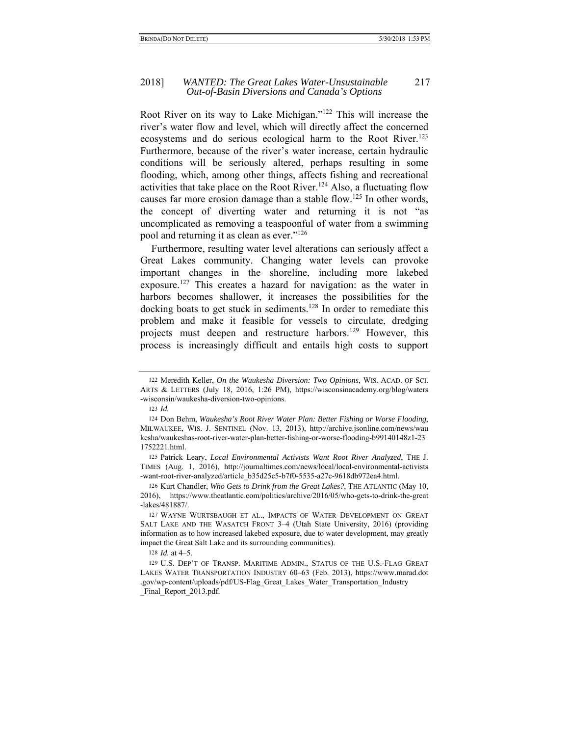Root River on its way to Lake Michigan."[122] This will increase the river's water flow and level, which will directly affect the concerned ecosystems and do serious ecological harm to the Root River.[123] Furthermore, because of the river's water increase, certain hydraulic conditions will be seriously altered, perhaps resulting in some flooding, which, among other things, affects fishing and recreational activities that take place on the Root River.[124] Also, a fluctuating flow causes far more erosion damage than a stable flow.[125] In other words, the concept of diverting water and returning it is not "as uncomplicated as removing a teaspoonful of water from a swimming pool and returning it as clean as ever."[126]

Furthermore, resulting water level alterations can seriously affect a Great Lakes community. Changing water levels can provoke important changes in the shoreline, including more lakebed exposure.[127] This creates a hazard for navigation: as the water in harbors becomes shallower, it increases the possibilities for the docking boats to get stuck in sediments.[128] In order to remediate this problem and make it feasible for vessels to circulate, dredging projects must deepen and restructure harbors.[129] However, this process is increasingly difficult and entails high costs to support

---

122 Meredith Keller, *On the Waukesha Diversion: Two Opinions*, WIS. ACAD. OF SCI. ARTS & LETTERS (July 18, 2016, 1:26 PM), https://wisconsinacademy.org/blog/waters-wisconsin/waukesha-diversion-two-opinions.

123 *Id.*

124 Don Behm, *Waukesha's Root River Water Plan: Better Fishing or Worse Flooding*, MILWAUKEE, WIS. J. SENTINEL (Nov. 13, 2013), http://archive.jsonline.com/news/waukesha/waukeshas-root-river-water-plan-better-fishing-or-worse-flooding-b99140148z1-231752221.html.

125 Patrick Leary, *Local Environmental Activists Want Root River Analyzed*, THE J. TIMES (Aug. 1, 2016), http://journaltimes.com/news/local/local-environmental-activists-want-root-river-analyzed/article_b35d25c5-b7f0-5535-a27c-9618db972ea4.html.

126 Kurt Chandler, *Who Gets to Drink from the Great Lakes?*, THE ATLANTIC (May 10, 2016), https://www.theatlantic.com/politics/archive/2016/05/who-gets-to-drink-the-great-lakes/481887/.

127 WAYNE WURTSBAUGH ET AL., IMPACTS OF WATER DEVELOPMENT ON GREAT SALT LAKE AND THE WASATCH FRONT 3–4 (Utah State University, 2016) (providing information as to how increased lakebed exposure, due to water development, may greatly impact the Great Salt Lake and its surrounding communities).

128 *Id.* at 4–5.

129 U.S. DEP'T OF TRANSP. MARITIME ADMIN., STATUS OF THE U.S.-FLAG GREAT LAKES WATER TRANSPORTATION INDUSTRY 60–63 (Feb. 2013), https://www.marad.dot.gov/wp-content/uploads/pdf/US-Flag_Great_Lakes_Water_Transportation_Industry_Final_Report_2013.pdf.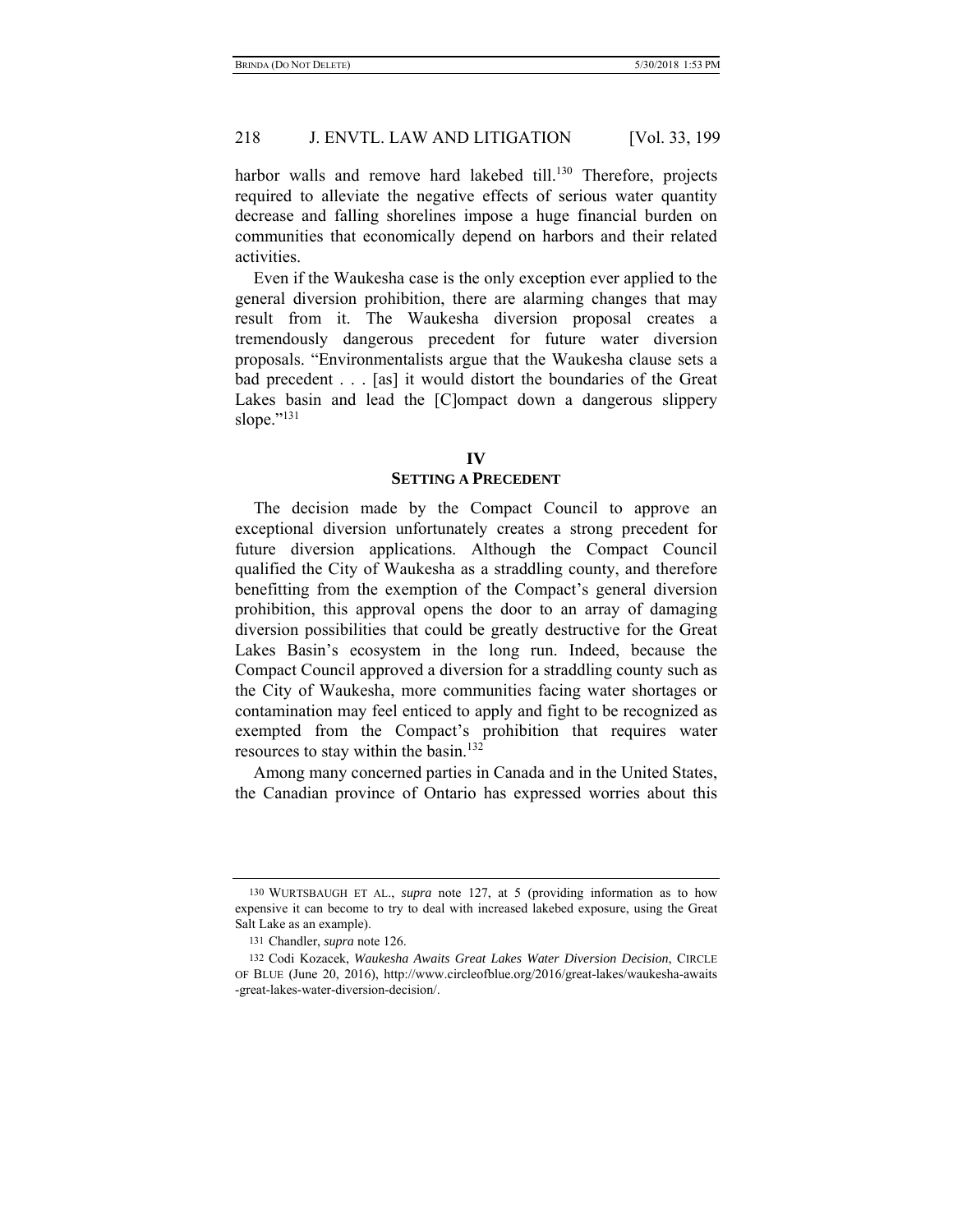harbor walls and remove hard lakebed till.[130] Therefore, projects required to alleviate the negative effects of serious water quantity decrease and falling shorelines impose a huge financial burden on communities that economically depend on harbors and their related activities.

Even if the Waukesha case is the only exception ever applied to the general diversion prohibition, there are alarming changes that may result from it. The Waukesha diversion proposal creates a tremendously dangerous precedent for future water diversion proposals. "Environmentalists argue that the Waukesha clause sets a bad precedent . . . [as] it would distort the boundaries of the Great Lakes basin and lead the [C]ompact down a dangerous slippery slope."[131]

## IV
## SETTING A PRECEDENT

The decision made by the Compact Council to approve an exceptional diversion unfortunately creates a strong precedent for future diversion applications. Although the Compact Council qualified the City of Waukesha as a straddling county, and therefore benefitting from the exemption of the Compact's general diversion prohibition, this approval opens the door to an array of damaging diversion possibilities that could be greatly destructive for the Great Lakes Basin's ecosystem in the long run. Indeed, because the Compact Council approved a diversion for a straddling county such as the City of Waukesha, more communities facing water shortages or contamination may feel enticed to apply and fight to be recognized as exempted from the Compact's prohibition that requires water resources to stay within the basin.[132]

Among many concerned parties in Canada and in the United States, the Canadian province of Ontario has expressed worries about this

---

130 WURTSBAUGH ET AL., *supra* note 127, at 5 (providing information as to how expensive it can become to try to deal with increased lakebed exposure, using the Great Salt Lake as an example).

131 Chandler, *supra* note 126.

132 Codi Kozacek, *Waukesha Awaits Great Lakes Water Diversion Decision*, CIRCLE OF BLUE (June 20, 2016), http://www.circleofblue.org/2016/great-lakes/waukesha-awaits-great-lakes-water-diversion-decision/.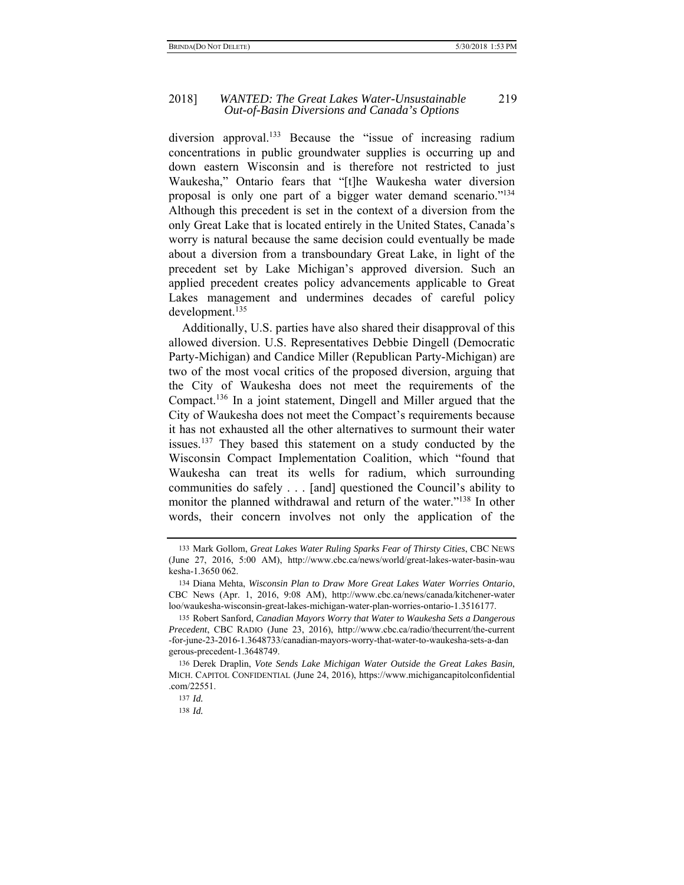diversion approval.[133] Because the "issue of increasing radium concentrations in public groundwater supplies is occurring up and down eastern Wisconsin and is therefore not restricted to just Waukesha," Ontario fears that "[t]he Waukesha water diversion proposal is only one part of a bigger water demand scenario."[134] Although this precedent is set in the context of a diversion from the only Great Lake that is located entirely in the United States, Canada's worry is natural because the same decision could eventually be made about a diversion from a transboundary Great Lake, in light of the precedent set by Lake Michigan's approved diversion. Such an applied precedent creates policy advancements applicable to Great Lakes management and undermines decades of careful policy development.[135]

Additionally, U.S. parties have also shared their disapproval of this allowed diversion. U.S. Representatives Debbie Dingell (Democratic Party-Michigan) and Candice Miller (Republican Party-Michigan) are two of the most vocal critics of the proposed diversion, arguing that the City of Waukesha does not meet the requirements of the Compact.[136] In a joint statement, Dingell and Miller argued that the City of Waukesha does not meet the Compact's requirements because it has not exhausted all the other alternatives to surmount their water issues.[137] They based this statement on a study conducted by the Wisconsin Compact Implementation Coalition, which "found that Waukesha can treat its wells for radium, which surrounding communities do safely . . . [and] questioned the Council's ability to monitor the planned withdrawal and return of the water."[138] In other words, their concern involves not only the application of the

---

133 Mark Gollom, *Great Lakes Water Ruling Sparks Fear of Thirsty Cities*, CBC NEWS (June 27, 2016, 5:00 AM), http://www.cbc.ca/news/world/great-lakes-water-basin-waukesha-1.3650 062.

134 Diana Mehta, *Wisconsin Plan to Draw More Great Lakes Water Worries Ontario*, CBC News (Apr. 1, 2016, 9:08 AM), http://www.cbc.ca/news/canada/kitchener-waterloo/waukesha-wisconsin-great-lakes-michigan-water-plan-worries-ontario-1.3516177.

135 Robert Sanford, *Canadian Mayors Worry that Water to Waukesha Sets a Dangerous Precedent*, CBC RADIO (June 23, 2016), http://www.cbc.ca/radio/thecurrent/the-current-for-june-23-2016-1.3648733/canadian-mayors-worry-that-water-to-waukesha-sets-a-dangerous-precedent-1.3648749.

136 Derek Draplin, *Vote Sends Lake Michigan Water Outside the Great Lakes Basin,* MICH. CAPITOL CONFIDENTIAL (June 24, 2016), https://www.michigancapitolconfidential.com/22551.

137 *Id.*

138 *Id.*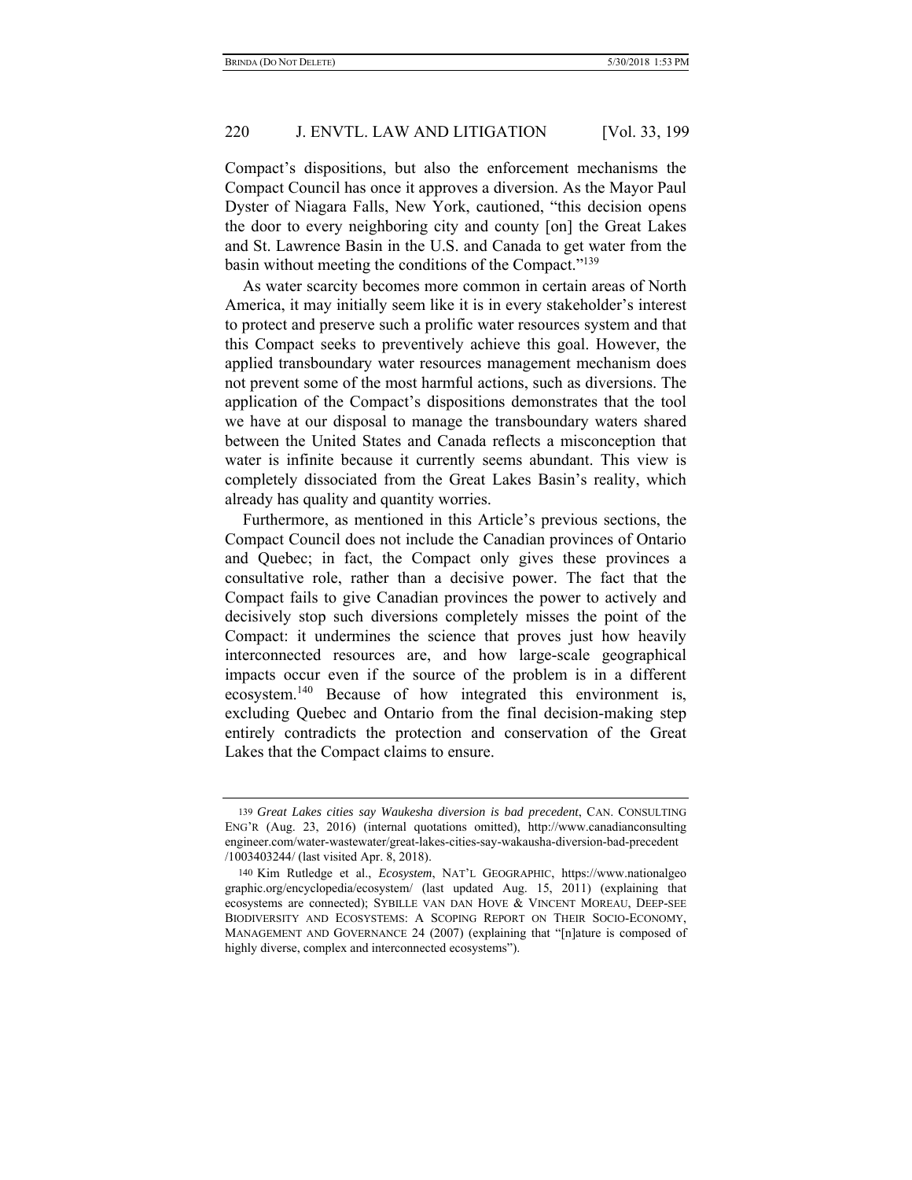Compact's dispositions, but also the enforcement mechanisms the Compact Council has once it approves a diversion. As the Mayor Paul Dyster of Niagara Falls, New York, cautioned, "this decision opens the door to every neighboring city and county [on] the Great Lakes and St. Lawrence Basin in the U.S. and Canada to get water from the basin without meeting the conditions of the Compact."[139]

As water scarcity becomes more common in certain areas of North America, it may initially seem like it is in every stakeholder's interest to protect and preserve such a prolific water resources system and that this Compact seeks to preventively achieve this goal. However, the applied transboundary water resources management mechanism does not prevent some of the most harmful actions, such as diversions. The application of the Compact's dispositions demonstrates that the tool we have at our disposal to manage the transboundary waters shared between the United States and Canada reflects a misconception that water is infinite because it currently seems abundant. This view is completely dissociated from the Great Lakes Basin's reality, which already has quality and quantity worries.

Furthermore, as mentioned in this Article's previous sections, the Compact Council does not include the Canadian provinces of Ontario and Quebec; in fact, the Compact only gives these provinces a consultative role, rather than a decisive power. The fact that the Compact fails to give Canadian provinces the power to actively and decisively stop such diversions completely misses the point of the Compact: it undermines the science that proves just how heavily interconnected resources are, and how large-scale geographical impacts occur even if the source of the problem is in a different ecosystem.[140] Because of how integrated this environment is, excluding Quebec and Ontario from the final decision-making step entirely contradicts the protection and conservation of the Great Lakes that the Compact claims to ensure.

---

139 *Great Lakes cities say Waukesha diversion is bad precedent*, CAN. CONSULTING ENG'R (Aug. 23, 2016) (internal quotations omitted), http://www.canadianconsultingengineer.com/water-wastewater/great-lakes-cities-say-wakausha-diversion-bad-precedent/1003403244/ (last visited Apr. 8, 2018).

140 Kim Rutledge et al., *Ecosystem*, NAT'L GEOGRAPHIC, https://www.nationalgeographic.org/encyclopedia/ecosystem/ (last updated Aug. 15, 2011) (explaining that ecosystems are connected); SYBILLE VAN DAN HOVE & VINCENT MOREAU, DEEP-SEE BIODIVERSITY AND ECOSYSTEMS: A SCOPING REPORT ON THEIR SOCIO-ECONOMY, MANAGEMENT AND GOVERNANCE 24 (2007) (explaining that "[n]ature is composed of highly diverse, complex and interconnected ecosystems").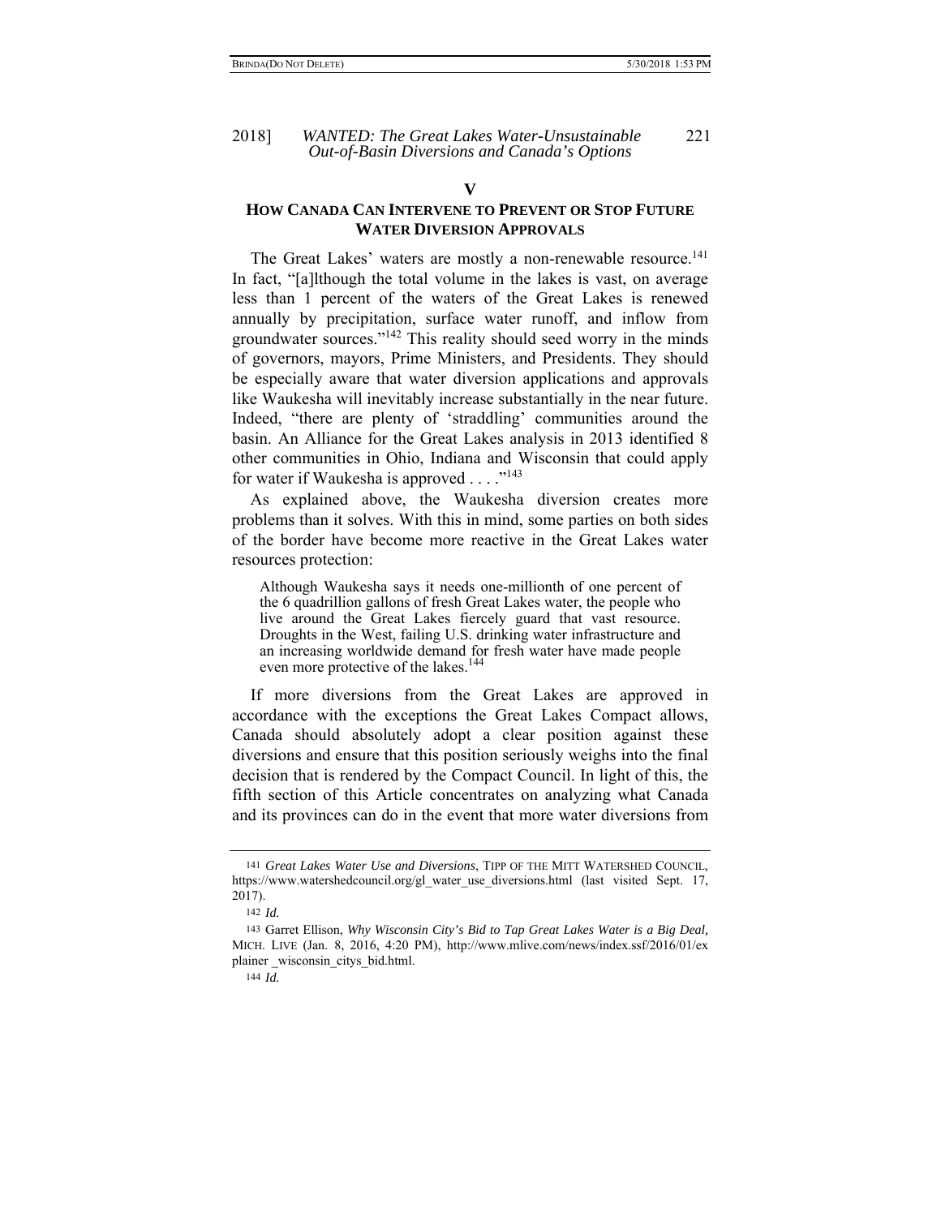## V

## HOW CANADA CAN INTERVENE TO PREVENT OR STOP FUTURE WATER DIVERSION APPROVALS

The Great Lakes' waters are mostly a non-renewable resource.[141] In fact, "[a]lthough the total volume in the lakes is vast, on average less than 1 percent of the waters of the Great Lakes is renewed annually by precipitation, surface water runoff, and inflow from groundwater sources."[142] This reality should seed worry in the minds of governors, mayors, Prime Ministers, and Presidents. They should be especially aware that water diversion applications and approvals like Waukesha will inevitably increase substantially in the near future. Indeed, "there are plenty of 'straddling' communities around the basin. An Alliance for the Great Lakes analysis in 2013 identified 8 other communities in Ohio, Indiana and Wisconsin that could apply for water if Waukesha is approved . . . ."[143]

As explained above, the Waukesha diversion creates more problems than it solves. With this in mind, some parties on both sides of the border have become more reactive in the Great Lakes water resources protection:

> Although Waukesha says it needs one-millionth of one percent of the 6 quadrillion gallons of fresh Great Lakes water, the people who live around the Great Lakes fiercely guard that vast resource. Droughts in the West, failing U.S. drinking water infrastructure and an increasing worldwide demand for fresh water have made people even more protective of the lakes.[144]

If more diversions from the Great Lakes are approved in accordance with the exceptions the Great Lakes Compact allows, Canada should absolutely adopt a clear position against these diversions and ensure that this position seriously weighs into the final decision that is rendered by the Compact Council. In light of this, the fifth section of this Article concentrates on analyzing what Canada and its provinces can do in the event that more water diversions from

---

141 *Great Lakes Water Use and Diversions*, TIPP OF THE MITT WATERSHED COUNCIL, https://www.watershedcouncil.org/gl_water_use_diversions.html (last visited Sept. 17, 2017).

142 *Id.*

143 Garret Ellison, *Why Wisconsin City's Bid to Tap Great Lakes Water is a Big Deal*, MICH. LIVE (Jan. 8, 2016, 4:20 PM), http://www.mlive.com/news/index.ssf/2016/01/explainer _wisconsin_citys_bid.html.

144 *Id.*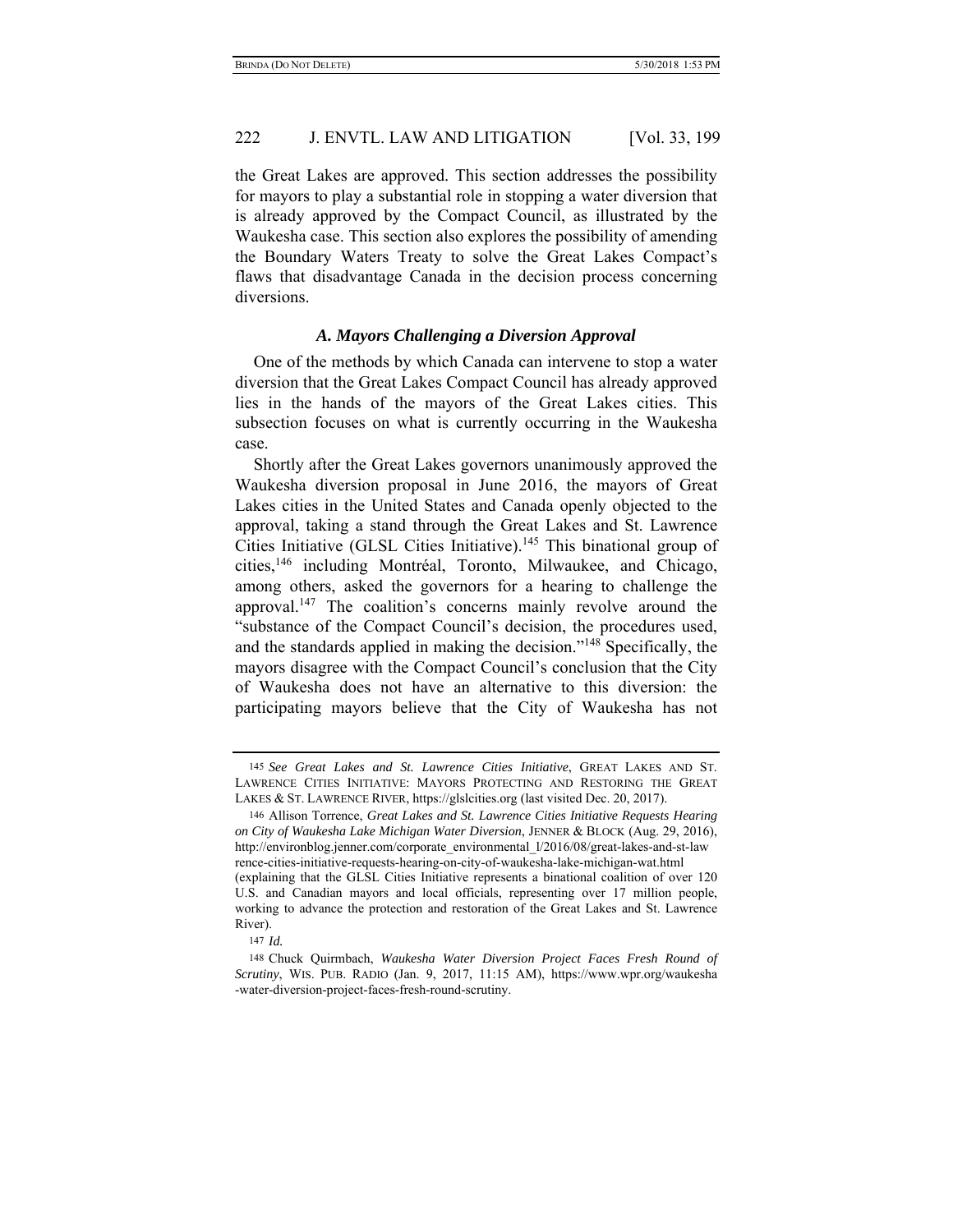the Great Lakes are approved. This section addresses the possibility for mayors to play a substantial role in stopping a water diversion that is already approved by the Compact Council, as illustrated by the Waukesha case. This section also explores the possibility of amending the Boundary Waters Treaty to solve the Great Lakes Compact's flaws that disadvantage Canada in the decision process concerning diversions.

### *A. Mayors Challenging a Diversion Approval*

One of the methods by which Canada can intervene to stop a water diversion that the Great Lakes Compact Council has already approved lies in the hands of the mayors of the Great Lakes cities. This subsection focuses on what is currently occurring in the Waukesha case.

Shortly after the Great Lakes governors unanimously approved the Waukesha diversion proposal in June 2016, the mayors of Great Lakes cities in the United States and Canada openly objected to the approval, taking a stand through the Great Lakes and St. Lawrence Cities Initiative (GLSL Cities Initiative).[145] This binational group of cities,[146] including Montréal, Toronto, Milwaukee, and Chicago, among others, asked the governors for a hearing to challenge the approval.[147] The coalition's concerns mainly revolve around the "substance of the Compact Council's decision, the procedures used, and the standards applied in making the decision."[148] Specifically, the mayors disagree with the Compact Council's conclusion that the City of Waukesha does not have an alternative to this diversion: the participating mayors believe that the City of Waukesha has not

---

145 *See Great Lakes and St. Lawrence Cities Initiative*, GREAT LAKES AND ST. LAWRENCE CITIES INITIATIVE: MAYORS PROTECTING AND RESTORING THE GREAT LAKES & ST. LAWRENCE RIVER, https://glslcities.org (last visited Dec. 20, 2017).

146 Allison Torrence, *Great Lakes and St. Lawrence Cities Initiative Requests Hearing on City of Waukesha Lake Michigan Water Diversion*, JENNER & BLOCK (Aug. 29, 2016), http://environblog.jenner.com/corporate_environmental_l/2016/08/great-lakes-and-st-lawrence-cities-initiative-requests-hearing-on-city-of-waukesha-lake-michigan-wat.html (explaining that the GLSL Cities Initiative represents a binational coalition of over 120 U.S. and Canadian mayors and local officials, representing over 17 million people, working to advance the protection and restoration of the Great Lakes and St. Lawrence River).

147 *Id.*

148 Chuck Quirmbach, *Waukesha Water Diversion Project Faces Fresh Round of Scrutiny*, WIS. PUB. RADIO (Jan. 9, 2017, 11:15 AM), https://www.wpr.org/waukesha-water-diversion-project-faces-fresh-round-scrutiny.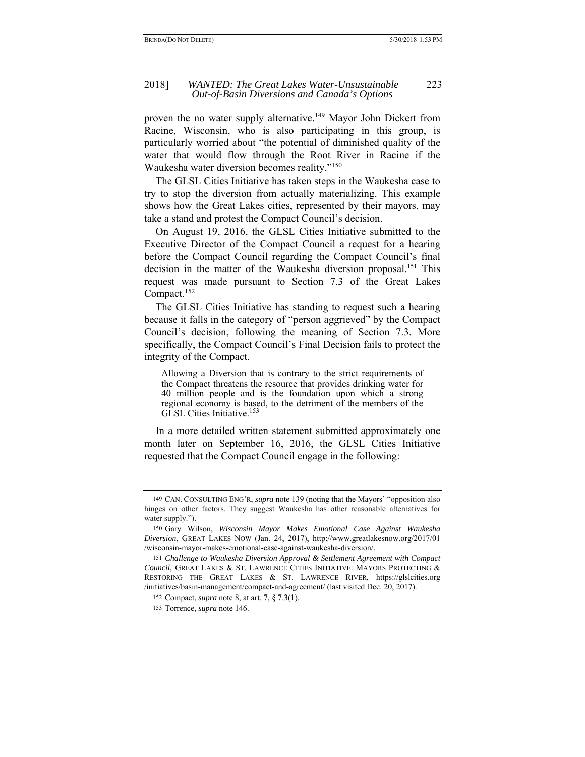proven the no water supply alternative.[149] Mayor John Dickert from Racine, Wisconsin, who is also participating in this group, is particularly worried about "the potential of diminished quality of the water that would flow through the Root River in Racine if the Waukesha water diversion becomes reality."[150]

The GLSL Cities Initiative has taken steps in the Waukesha case to try to stop the diversion from actually materializing. This example shows how the Great Lakes cities, represented by their mayors, may take a stand and protest the Compact Council's decision.

On August 19, 2016, the GLSL Cities Initiative submitted to the Executive Director of the Compact Council a request for a hearing before the Compact Council regarding the Compact Council's final decision in the matter of the Waukesha diversion proposal.[151] This request was made pursuant to Section 7.3 of the Great Lakes Compact.[152]

The GLSL Cities Initiative has standing to request such a hearing because it falls in the category of "person aggrieved" by the Compact Council's decision, following the meaning of Section 7.3. More specifically, the Compact Council's Final Decision fails to protect the integrity of the Compact.

> Allowing a Diversion that is contrary to the strict requirements of the Compact threatens the resource that provides drinking water for 40 million people and is the foundation upon which a strong regional economy is based, to the detriment of the members of the GLSL Cities Initiative.[153]

In a more detailed written statement submitted approximately one month later on September 16, 2016, the GLSL Cities Initiative requested that the Compact Council engage in the following:

---

149 CAN. CONSULTING ENG'R, *supra* note 139 (noting that the Mayors' "opposition also hinges on other factors. They suggest Waukesha has other reasonable alternatives for water supply.").

150 Gary Wilson, *Wisconsin Mayor Makes Emotional Case Against Waukesha Diversion*, GREAT LAKES NOW (Jan. 24, 2017), http://www.greatlakesnow.org/2017/01/wisconsin-mayor-makes-emotional-case-against-waukesha-diversion/.

151 *Challenge to Waukesha Diversion Approval & Settlement Agreement with Compact Council*, GREAT LAKES & ST. LAWRENCE CITIES INITIATIVE: MAYORS PROTECTING & RESTORING THE GREAT LAKES & ST. LAWRENCE RIVER, https://glslcities.org/initiatives/basin-management/compact-and-agreement/ (last visited Dec. 20, 2017).

152 Compact, *supra* note 8, at art. 7, § 7.3(1).

153 Torrence, *supra* note 146.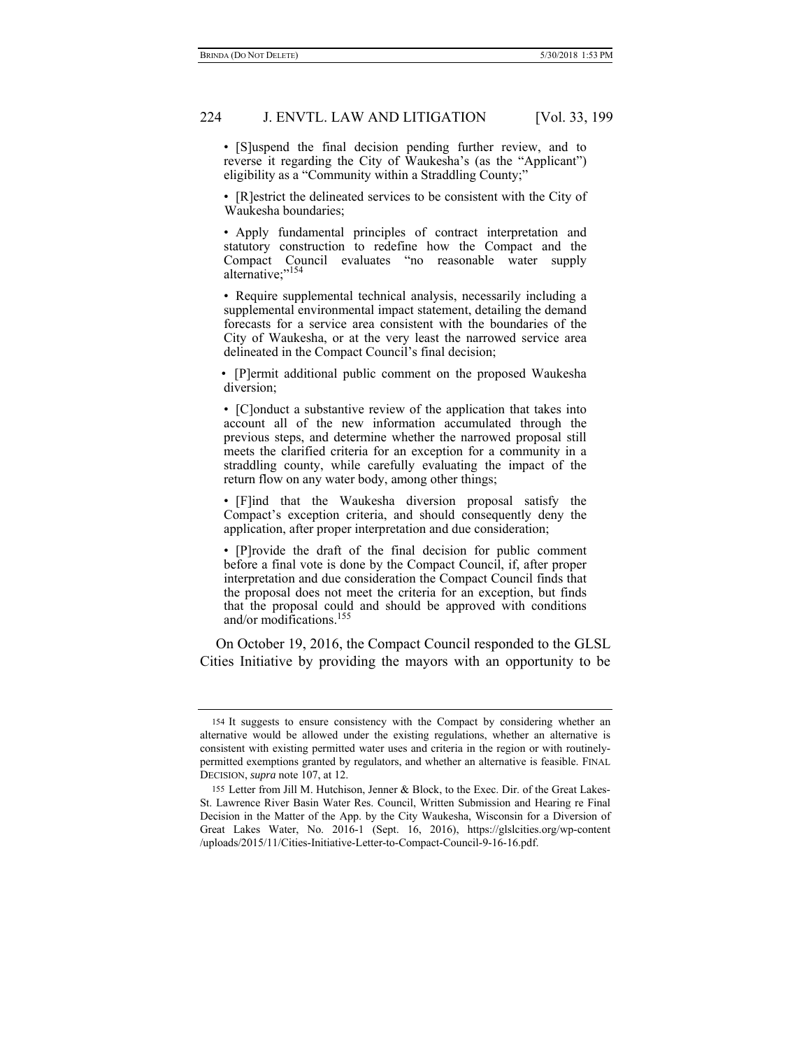• [S]uspend the final decision pending further review, and to reverse it regarding the City of Waukesha's (as the "Applicant") eligibility as a "Community within a Straddling County;"

• [R]estrict the delineated services to be consistent with the City of Waukesha boundaries;

• Apply fundamental principles of contract interpretation and statutory construction to redefine how the Compact and the Compact Council evaluates "no reasonable water supply alternative;"[154]

• Require supplemental technical analysis, necessarily including a supplemental environmental impact statement, detailing the demand forecasts for a service area consistent with the boundaries of the City of Waukesha, or at the very least the narrowed service area delineated in the Compact Council's final decision;

• [P]ermit additional public comment on the proposed Waukesha diversion;

• [C]onduct a substantive review of the application that takes into account all of the new information accumulated through the previous steps, and determine whether the narrowed proposal still meets the clarified criteria for an exception for a community in a straddling county, while carefully evaluating the impact of the return flow on any water body, among other things;

• [F]ind that the Waukesha diversion proposal satisfy the Compact's exception criteria, and should consequently deny the application, after proper interpretation and due consideration;

• [P]rovide the draft of the final decision for public comment before a final vote is done by the Compact Council, if, after proper interpretation and due consideration the Compact Council finds that the proposal does not meet the criteria for an exception, but finds that the proposal could and should be approved with conditions and/or modifications.[155]

On October 19, 2016, the Compact Council responded to the GLSL Cities Initiative by providing the mayors with an opportunity to be

---

154 It suggests to ensure consistency with the Compact by considering whether an alternative would be allowed under the existing regulations, whether an alternative is consistent with existing permitted water uses and criteria in the region or with routinely-permitted exemptions granted by regulators, and whether an alternative is feasible. FINAL DECISION, *supra* note 107, at 12.

155 Letter from Jill M. Hutchison, Jenner & Block, to the Exec. Dir. of the Great Lakes-St. Lawrence River Basin Water Res. Council, Written Submission and Hearing re Final Decision in the Matter of the App. by the City Waukesha, Wisconsin for a Diversion of Great Lakes Water, No. 2016-1 (Sept. 16, 2016), https://glslcities.org/wp-content/uploads/2015/11/Cities-Initiative-Letter-to-Compact-Council-9-16-16.pdf.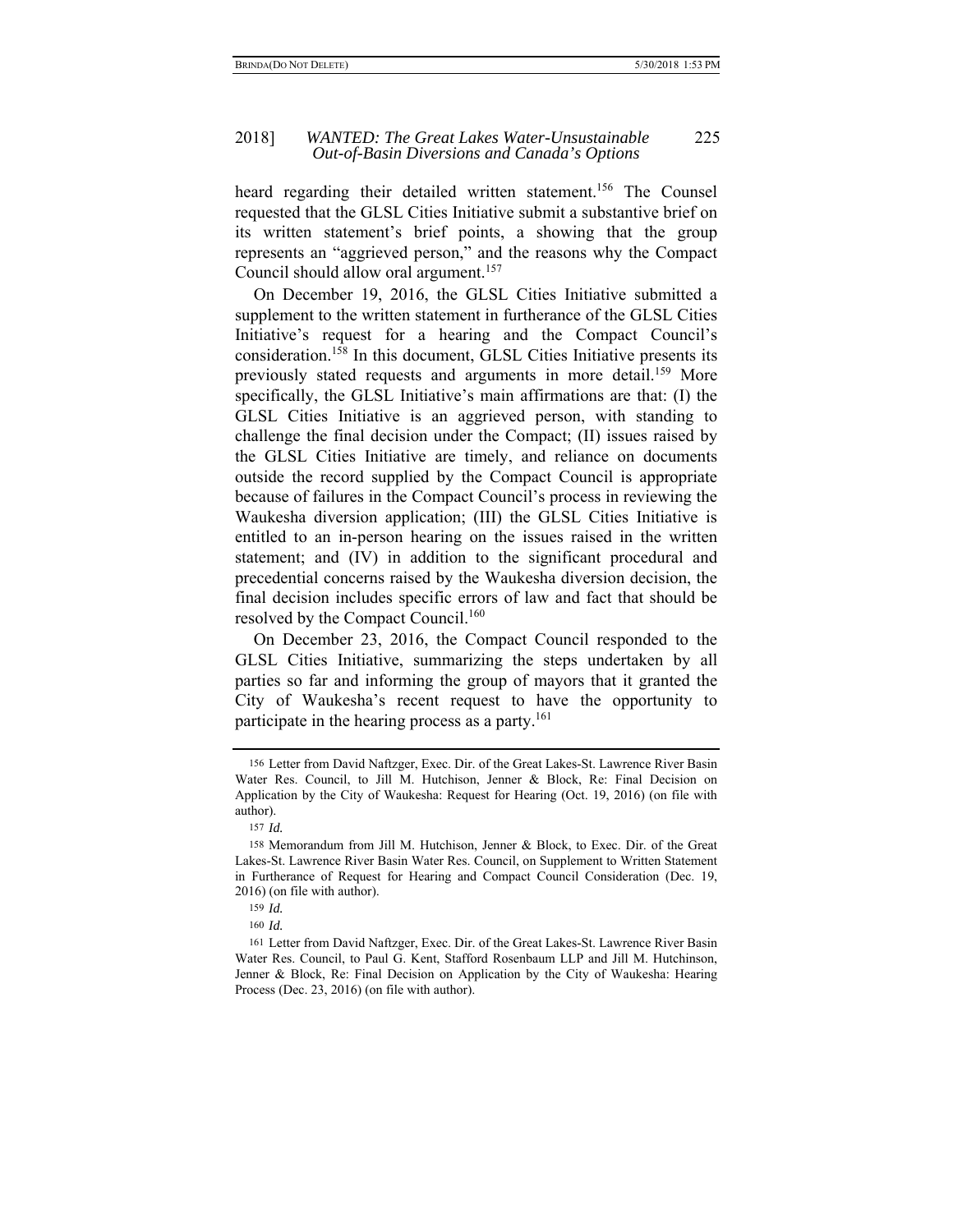heard regarding their detailed written statement.[156] The Counsel requested that the GLSL Cities Initiative submit a substantive brief on its written statement's brief points, a showing that the group represents an "aggrieved person," and the reasons why the Compact Council should allow oral argument.[157]

On December 19, 2016, the GLSL Cities Initiative submitted a supplement to the written statement in furtherance of the GLSL Cities Initiative's request for a hearing and the Compact Council's consideration.[158] In this document, GLSL Cities Initiative presents its previously stated requests and arguments in more detail.[159] More specifically, the GLSL Initiative's main affirmations are that: (I) the GLSL Cities Initiative is an aggrieved person, with standing to challenge the final decision under the Compact; (II) issues raised by the GLSL Cities Initiative are timely, and reliance on documents outside the record supplied by the Compact Council is appropriate because of failures in the Compact Council's process in reviewing the Waukesha diversion application; (III) the GLSL Cities Initiative is entitled to an in-person hearing on the issues raised in the written statement; and (IV) in addition to the significant procedural and precedential concerns raised by the Waukesha diversion decision, the final decision includes specific errors of law and fact that should be resolved by the Compact Council.[160]

On December 23, 2016, the Compact Council responded to the GLSL Cities Initiative, summarizing the steps undertaken by all parties so far and informing the group of mayors that it granted the City of Waukesha's recent request to have the opportunity to participate in the hearing process as a party.[161]

---

156 Letter from David Naftzger, Exec. Dir. of the Great Lakes-St. Lawrence River Basin Water Res. Council, to Jill M. Hutchison, Jenner & Block, Re: Final Decision on Application by the City of Waukesha: Request for Hearing (Oct. 19, 2016) (on file with author).

157 *Id.*

158 Memorandum from Jill M. Hutchison, Jenner & Block, to Exec. Dir. of the Great Lakes-St. Lawrence River Basin Water Res. Council, on Supplement to Written Statement in Furtherance of Request for Hearing and Compact Council Consideration (Dec. 19, 2016) (on file with author).

159 *Id.*

160 *Id.*

161 Letter from David Naftzger, Exec. Dir. of the Great Lakes-St. Lawrence River Basin Water Res. Council, to Paul G. Kent, Stafford Rosenbaum LLP and Jill M. Hutchinson, Jenner & Block, Re: Final Decision on Application by the City of Waukesha: Hearing Process (Dec. 23, 2016) (on file with author).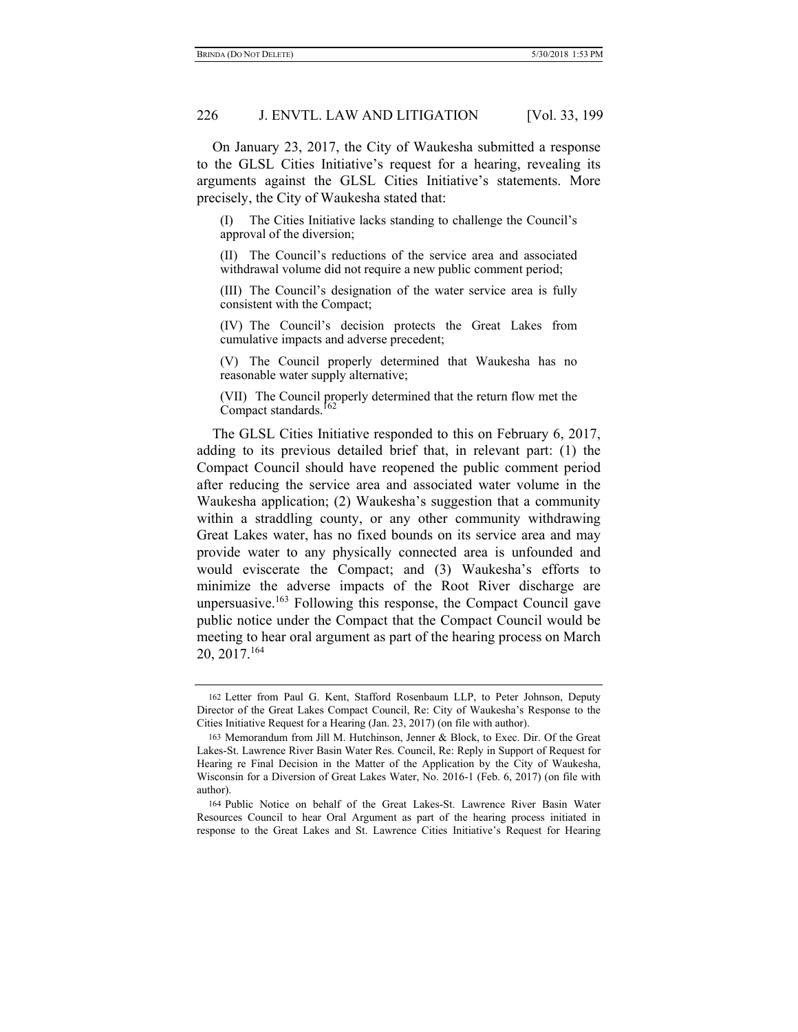On January 23, 2017, the City of Waukesha submitted a response to the GLSL Cities Initiative's request for a hearing, revealing its arguments against the GLSL Cities Initiative's statements. More precisely, the City of Waukesha stated that:

> (I) The Cities Initiative lacks standing to challenge the Council's approval of the diversion;
>
> (II) The Council's reductions of the service area and associated withdrawal volume did not require a new public comment period;
>
> (III) The Council's designation of the water service area is fully consistent with the Compact;
>
> (IV) The Council's decision protects the Great Lakes from cumulative impacts and adverse precedent;
>
> (V) The Council properly determined that Waukesha has no reasonable water supply alternative;
>
> (VII) The Council properly determined that the return flow met the Compact standards.[162]

The GLSL Cities Initiative responded to this on February 6, 2017, adding to its previous detailed brief that, in relevant part: (1) the Compact Council should have reopened the public comment period after reducing the service area and associated water volume in the Waukesha application; (2) Waukesha's suggestion that a community within a straddling county, or any other community withdrawing Great Lakes water, has no fixed bounds on its service area and may provide water to any physically connected area is unfounded and would eviscerate the Compact; and (3) Waukesha's efforts to minimize the adverse impacts of the Root River discharge are unpersuasive.[163] Following this response, the Compact Council gave public notice under the Compact that the Compact Council would be meeting to hear oral argument as part of the hearing process on March 20, 2017.[164]

---

162 Letter from Paul G. Kent, Stafford Rosenbaum LLP, to Peter Johnson, Deputy Director of the Great Lakes Compact Council, Re: City of Waukesha's Response to the Cities Initiative Request for a Hearing (Jan. 23, 2017) (on file with author).

163 Memorandum from Jill M. Hutchinson, Jenner & Block, to Exec. Dir. Of the Great Lakes-St. Lawrence River Basin Water Res. Council, Re: Reply in Support of Request for Hearing re Final Decision in the Matter of the Application by the City of Waukesha, Wisconsin for a Diversion of Great Lakes Water, No. 2016-1 (Feb. 6, 2017) (on file with author).

164 Public Notice on behalf of the Great Lakes-St. Lawrence River Basin Water Resources Council to hear Oral Argument as part of the hearing process initiated in response to the Great Lakes and St. Lawrence Cities Initiative's Request for Hearing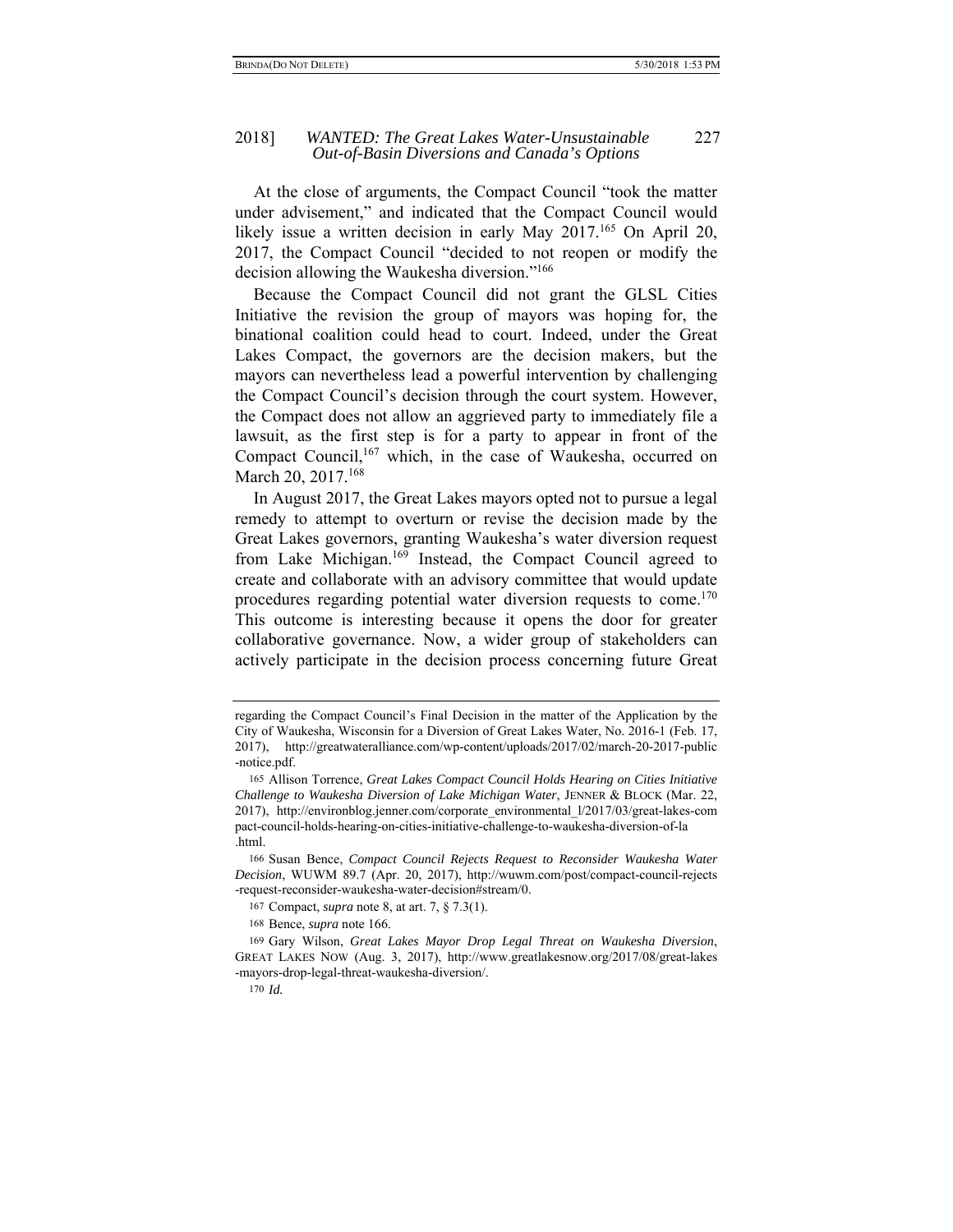At the close of arguments, the Compact Council "took the matter under advisement," and indicated that the Compact Council would likely issue a written decision in early May 2017.[165] On April 20, 2017, the Compact Council "decided to not reopen or modify the decision allowing the Waukesha diversion."[166]

Because the Compact Council did not grant the GLSL Cities Initiative the revision the group of mayors was hoping for, the binational coalition could head to court. Indeed, under the Great Lakes Compact, the governors are the decision makers, but the mayors can nevertheless lead a powerful intervention by challenging the Compact Council's decision through the court system. However, the Compact does not allow an aggrieved party to immediately file a lawsuit, as the first step is for a party to appear in front of the Compact Council,[167] which, in the case of Waukesha, occurred on March 20, 2017.[168]

In August 2017, the Great Lakes mayors opted not to pursue a legal remedy to attempt to overturn or revise the decision made by the Great Lakes governors, granting Waukesha's water diversion request from Lake Michigan.[169] Instead, the Compact Council agreed to create and collaborate with an advisory committee that would update procedures regarding potential water diversion requests to come.[170] This outcome is interesting because it opens the door for greater collaborative governance. Now, a wider group of stakeholders can actively participate in the decision process concerning future Great

---

regarding the Compact Council's Final Decision in the matter of the Application by the City of Waukesha, Wisconsin for a Diversion of Great Lakes Water, No. 2016-1 (Feb. 17, 2017), http://greatwateralliance.com/wp-content/uploads/2017/02/march-20-2017-public-notice.pdf.

165 Allison Torrence, *Great Lakes Compact Council Holds Hearing on Cities Initiative Challenge to Waukesha Diversion of Lake Michigan Water*, JENNER & BLOCK (Mar. 22, 2017), http://environblog.jenner.com/corporate_environmental_l/2017/03/great-lakes-compact-council-holds-hearing-on-cities-initiative-challenge-to-waukesha-diversion-of-la.html.

166 Susan Bence, *Compact Council Rejects Request to Reconsider Waukesha Water Decision*, WUWM 89.7 (Apr. 20, 2017), http://wuwm.com/post/compact-council-rejects-request-reconsider-waukesha-water-decision#stream/0.

167 Compact, *supra* note 8, at art. 7, § 7.3(1).

168 Bence, *supra* note 166.

169 Gary Wilson, *Great Lakes Mayor Drop Legal Threat on Waukesha Diversion*, GREAT LAKES NOW (Aug. 3, 2017), http://www.greatlakesnow.org/2017/08/great-lakes-mayors-drop-legal-threat-waukesha-diversion/.

170 *Id.*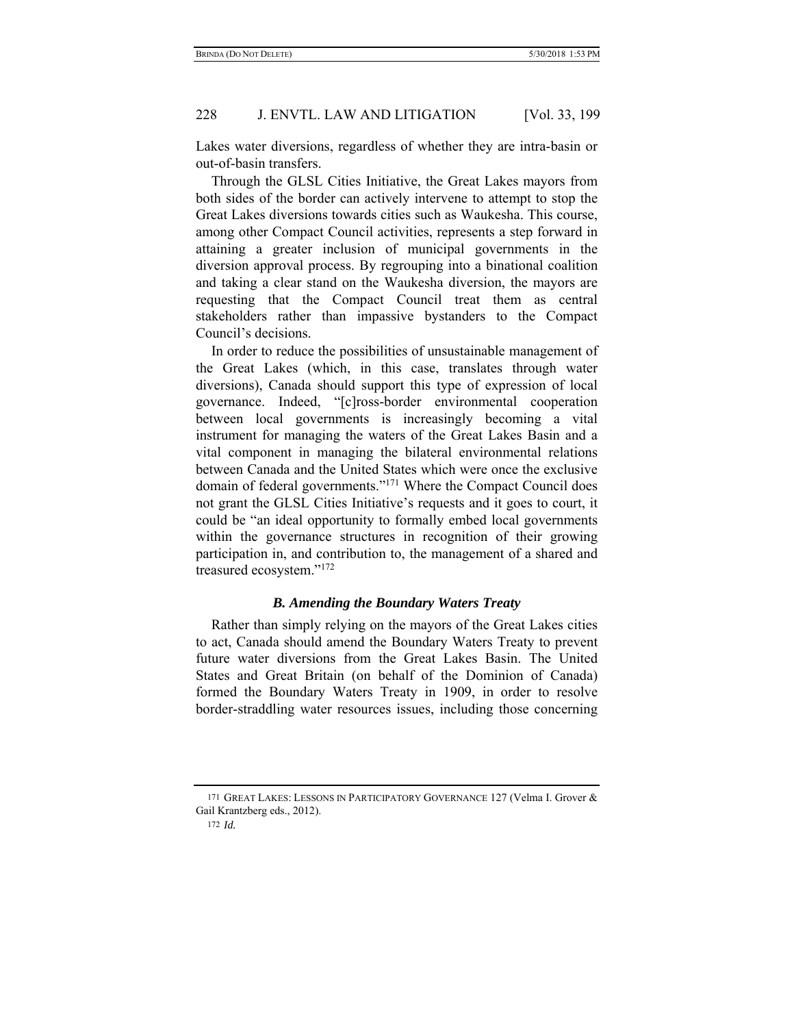Lakes water diversions, regardless of whether they are intra-basin or out-of-basin transfers.

Through the GLSL Cities Initiative, the Great Lakes mayors from both sides of the border can actively intervene to attempt to stop the Great Lakes diversions towards cities such as Waukesha. This course, among other Compact Council activities, represents a step forward in attaining a greater inclusion of municipal governments in the diversion approval process. By regrouping into a binational coalition and taking a clear stand on the Waukesha diversion, the mayors are requesting that the Compact Council treat them as central stakeholders rather than impassive bystanders to the Compact Council's decisions.

In order to reduce the possibilities of unsustainable management of the Great Lakes (which, in this case, translates through water diversions), Canada should support this type of expression of local governance. Indeed, "[c]ross-border environmental cooperation between local governments is increasingly becoming a vital instrument for managing the waters of the Great Lakes Basin and a vital component in managing the bilateral environmental relations between Canada and the United States which were once the exclusive domain of federal governments."[171] Where the Compact Council does not grant the GLSL Cities Initiative's requests and it goes to court, it could be "an ideal opportunity to formally embed local governments within the governance structures in recognition of their growing participation in, and contribution to, the management of a shared and treasured ecosystem."[172]

### *B. Amending the Boundary Waters Treaty*

Rather than simply relying on the mayors of the Great Lakes cities to act, Canada should amend the Boundary Waters Treaty to prevent future water diversions from the Great Lakes Basin. The United States and Great Britain (on behalf of the Dominion of Canada) formed the Boundary Waters Treaty in 1909, in order to resolve border-straddling water resources issues, including those concerning

---

171 GREAT LAKES: LESSONS IN PARTICIPATORY GOVERNANCE 127 (Velma I. Grover & Gail Krantzberg eds., 2012).

172 *Id.*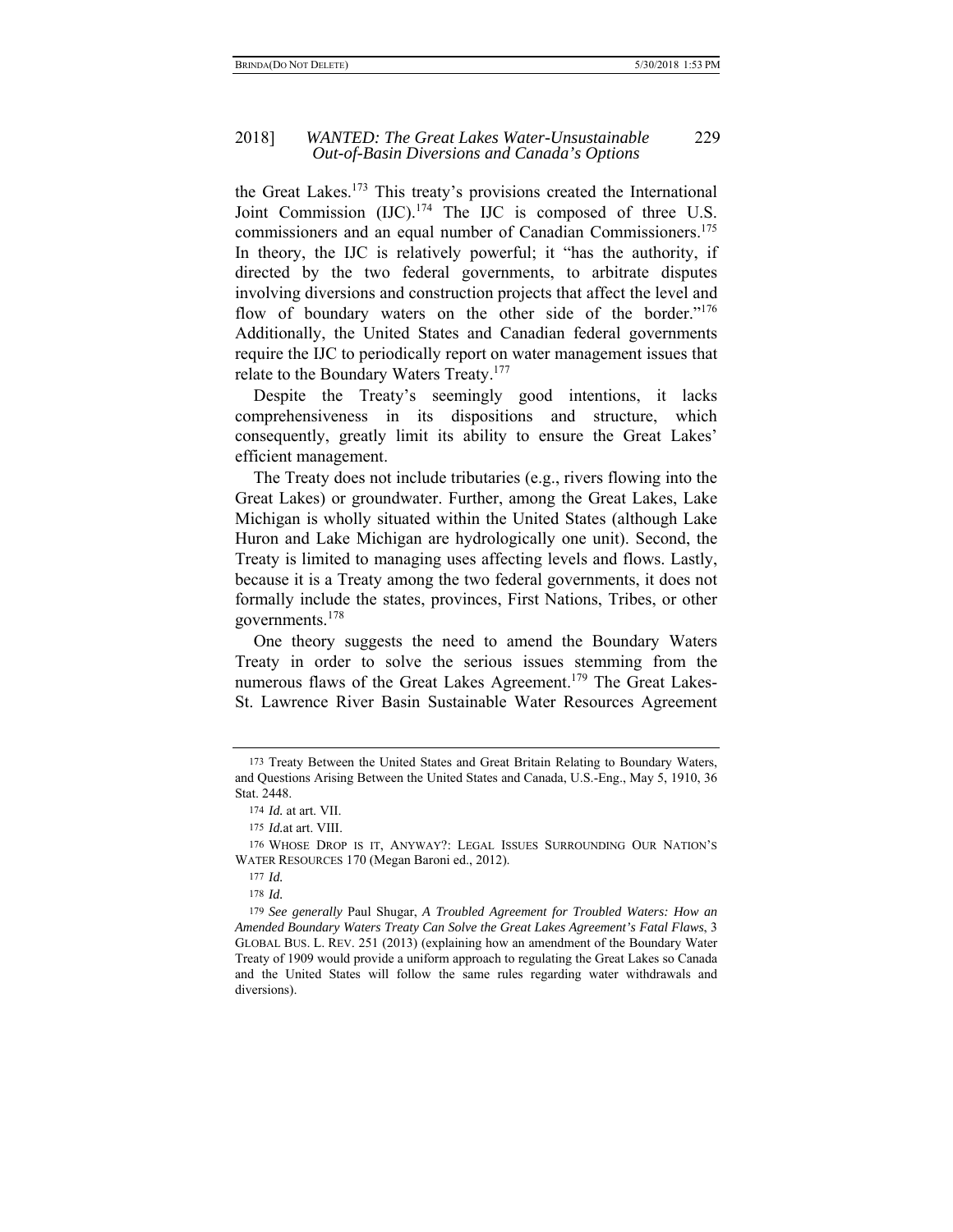the Great Lakes.[173] This treaty's provisions created the International Joint Commission (IJC).[174] The IJC is composed of three U.S. commissioners and an equal number of Canadian Commissioners.[175] In theory, the IJC is relatively powerful; it "has the authority, if directed by the two federal governments, to arbitrate disputes involving diversions and construction projects that affect the level and flow of boundary waters on the other side of the border."[176] Additionally, the United States and Canadian federal governments require the IJC to periodically report on water management issues that relate to the Boundary Waters Treaty.[177]

Despite the Treaty's seemingly good intentions, it lacks comprehensiveness in its dispositions and structure, which consequently, greatly limit its ability to ensure the Great Lakes' efficient management.

The Treaty does not include tributaries (e.g., rivers flowing into the Great Lakes) or groundwater. Further, among the Great Lakes, Lake Michigan is wholly situated within the United States (although Lake Huron and Lake Michigan are hydrologically one unit). Second, the Treaty is limited to managing uses affecting levels and flows. Lastly, because it is a Treaty among the two federal governments, it does not formally include the states, provinces, First Nations, Tribes, or other governments.[178]

One theory suggests the need to amend the Boundary Waters Treaty in order to solve the serious issues stemming from the numerous flaws of the Great Lakes Agreement.[179] The Great Lakes-St. Lawrence River Basin Sustainable Water Resources Agreement

---

173 Treaty Between the United States and Great Britain Relating to Boundary Waters, and Questions Arising Between the United States and Canada, U.S.-Eng., May 5, 1910, 36 Stat. 2448.

174 *Id.* at art. VII.

175 *Id.*at art. VIII.

176 WHOSE DROP IS IT, ANYWAY?: LEGAL ISSUES SURROUNDING OUR NATION'S WATER RESOURCES 170 (Megan Baroni ed., 2012).

177 *Id.*

178 *Id.*

179 *See generally* Paul Shugar, *A Troubled Agreement for Troubled Waters: How an Amended Boundary Waters Treaty Can Solve the Great Lakes Agreement's Fatal Flaws*, 3 GLOBAL BUS. L. REV. 251 (2013) (explaining how an amendment of the Boundary Water Treaty of 1909 would provide a uniform approach to regulating the Great Lakes so Canada and the United States will follow the same rules regarding water withdrawals and diversions).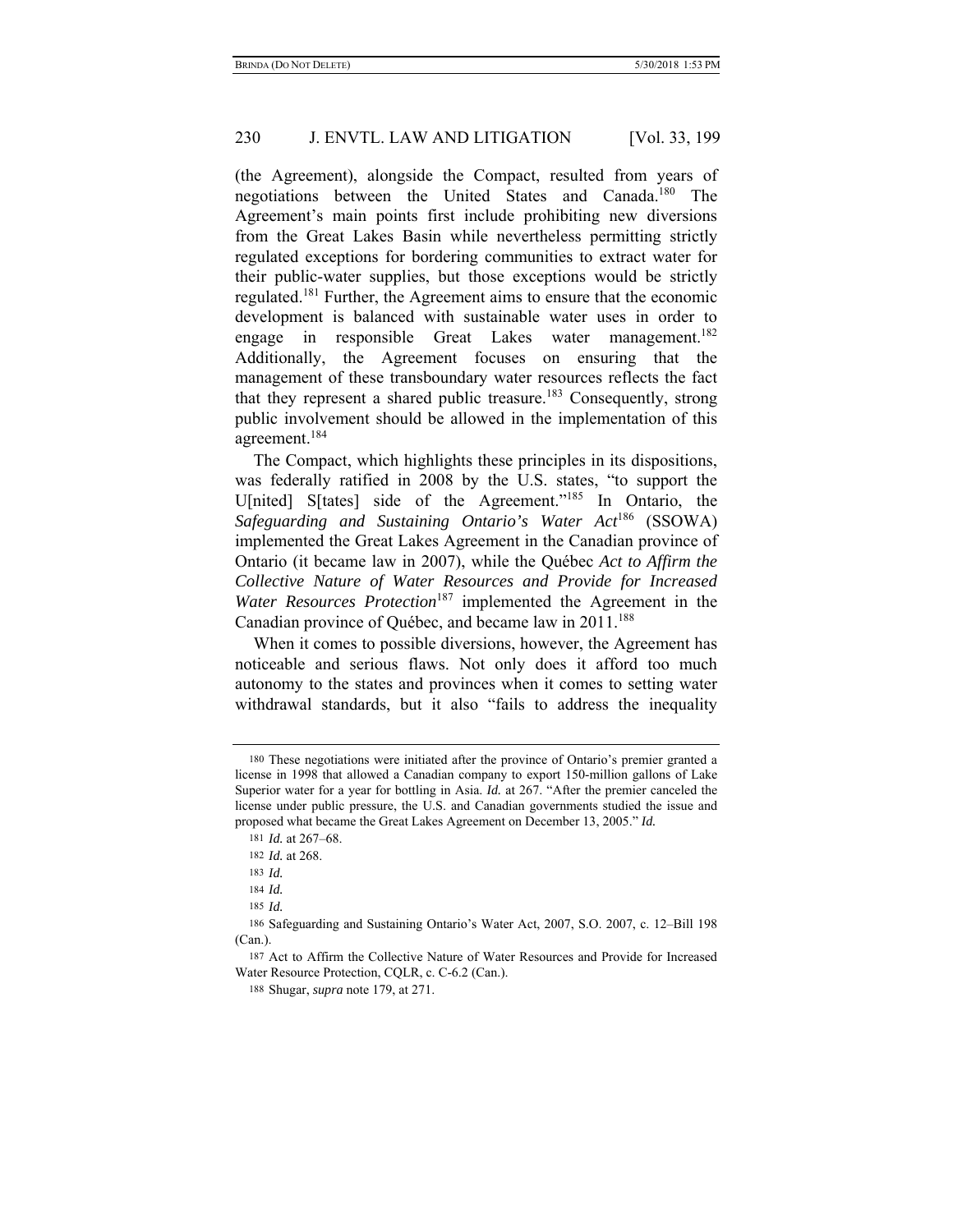(the Agreement), alongside the Compact, resulted from years of negotiations between the United States and Canada.[180] The Agreement's main points first include prohibiting new diversions from the Great Lakes Basin while nevertheless permitting strictly regulated exceptions for bordering communities to extract water for their public-water supplies, but those exceptions would be strictly regulated.[181] Further, the Agreement aims to ensure that the economic development is balanced with sustainable water uses in order to engage in responsible Great Lakes water management.[182] Additionally, the Agreement focuses on ensuring that the management of these transboundary water resources reflects the fact that they represent a shared public treasure.[183] Consequently, strong public involvement should be allowed in the implementation of this agreement.[184]

The Compact, which highlights these principles in its dispositions, was federally ratified in 2008 by the U.S. states, "to support the U[nited] S[tates] side of the Agreement."[185] In Ontario, the *Safeguarding and Sustaining Ontario's Water Act*[186] (SSOWA) implemented the Great Lakes Agreement in the Canadian province of Ontario (it became law in 2007), while the Québec *Act to Affirm the Collective Nature of Water Resources and Provide for Increased Water Resources Protection*[187] implemented the Agreement in the Canadian province of Québec, and became law in 2011.[188]

When it comes to possible diversions, however, the Agreement has noticeable and serious flaws. Not only does it afford too much autonomy to the states and provinces when it comes to setting water withdrawal standards, but it also "fails to address the inequality

---

180 These negotiations were initiated after the province of Ontario's premier granted a license in 1998 that allowed a Canadian company to export 150-million gallons of Lake Superior water for a year for bottling in Asia. *Id.* at 267. "After the premier canceled the license under public pressure, the U.S. and Canadian governments studied the issue and proposed what became the Great Lakes Agreement on December 13, 2005." *Id.*

181 *Id.* at 267–68.

182 *Id.* at 268.

183 *Id.*

184 *Id.*

185 *Id.*

186 Safeguarding and Sustaining Ontario's Water Act, 2007, S.O. 2007, c. 12–Bill 198 (Can.).

187 Act to Affirm the Collective Nature of Water Resources and Provide for Increased Water Resource Protection, CQLR, c. C-6.2 (Can.).

188 Shugar, *supra* note 179, at 271.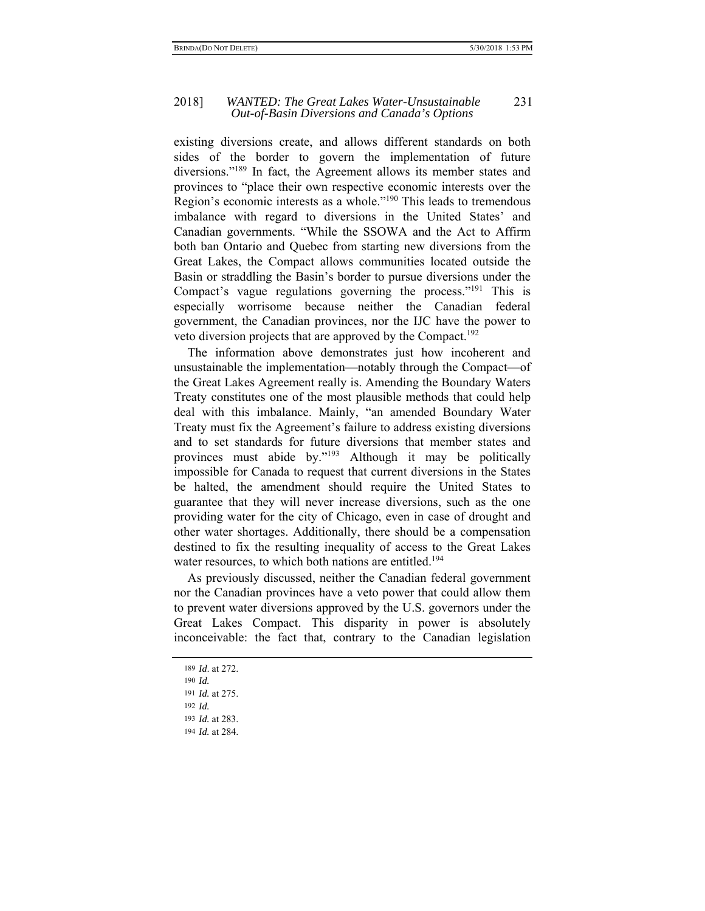existing diversions create, and allows different standards on both sides of the border to govern the implementation of future diversions."[189] In fact, the Agreement allows its member states and provinces to "place their own respective economic interests over the Region's economic interests as a whole."[190] This leads to tremendous imbalance with regard to diversions in the United States' and Canadian governments. "While the SSOWA and the Act to Affirm both ban Ontario and Quebec from starting new diversions from the Great Lakes, the Compact allows communities located outside the Basin or straddling the Basin's border to pursue diversions under the Compact's vague regulations governing the process."[191] This is especially worrisome because neither the Canadian federal government, the Canadian provinces, nor the IJC have the power to veto diversion projects that are approved by the Compact.[192]

The information above demonstrates just how incoherent and unsustainable the implementation—notably through the Compact—of the Great Lakes Agreement really is. Amending the Boundary Waters Treaty constitutes one of the most plausible methods that could help deal with this imbalance. Mainly, "an amended Boundary Water Treaty must fix the Agreement's failure to address existing diversions and to set standards for future diversions that member states and provinces must abide by."[193] Although it may be politically impossible for Canada to request that current diversions in the States be halted, the amendment should require the United States to guarantee that they will never increase diversions, such as the one providing water for the city of Chicago, even in case of drought and other water shortages. Additionally, there should be a compensation destined to fix the resulting inequality of access to the Great Lakes water resources, to which both nations are entitled.[194]

As previously discussed, neither the Canadian federal government nor the Canadian provinces have a veto power that could allow them to prevent water diversions approved by the U.S. governors under the Great Lakes Compact. This disparity in power is absolutely inconceivable: the fact that, contrary to the Canadian legislation

---

189 *Id*. at 272.

190 *Id.*

191 *Id.* at 275.

192 *Id.*

193 *Id.* at 283.

194 *Id.* at 284.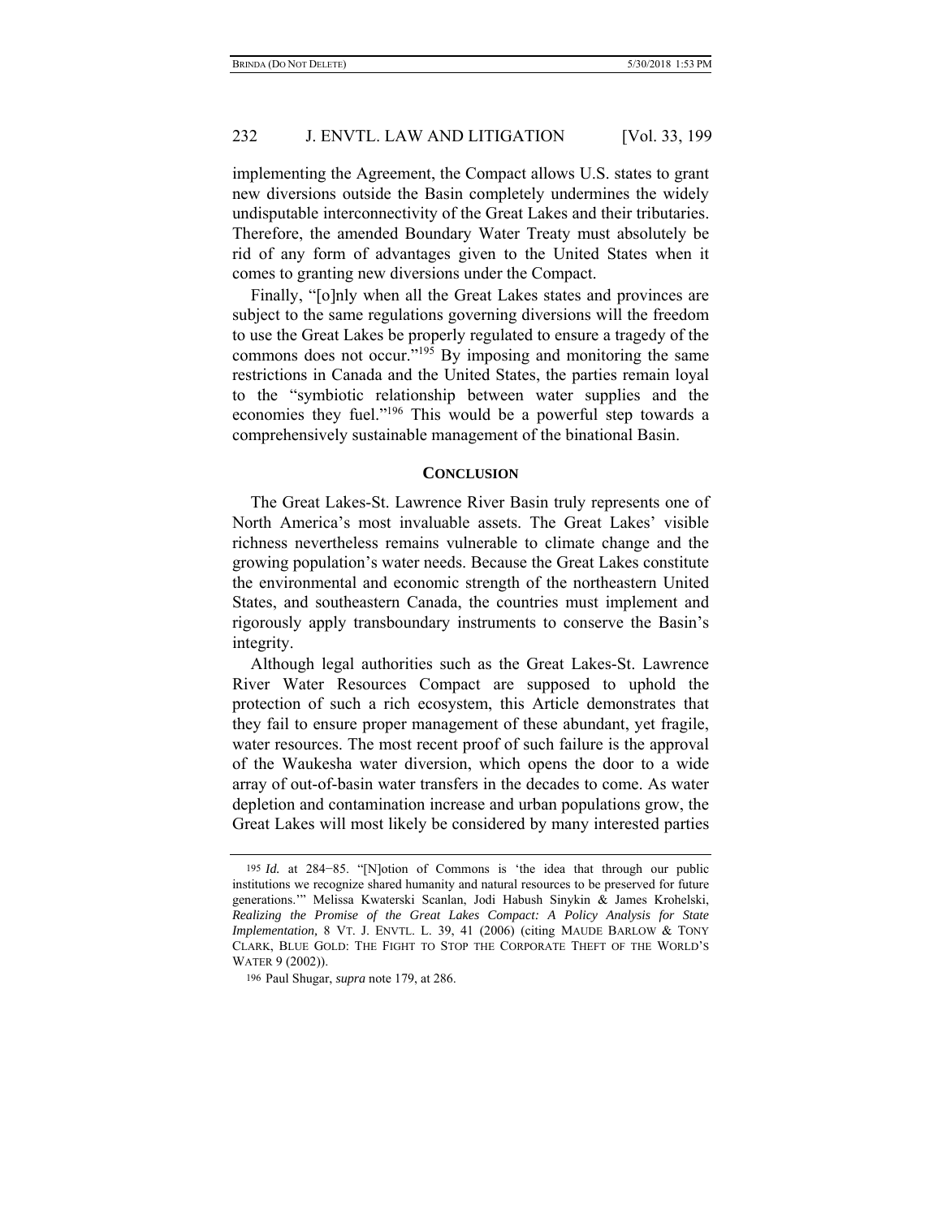implementing the Agreement, the Compact allows U.S. states to grant new diversions outside the Basin completely undermines the widely undisputable interconnectivity of the Great Lakes and their tributaries. Therefore, the amended Boundary Water Treaty must absolutely be rid of any form of advantages given to the United States when it comes to granting new diversions under the Compact.

Finally, "[o]nly when all the Great Lakes states and provinces are subject to the same regulations governing diversions will the freedom to use the Great Lakes be properly regulated to ensure a tragedy of the commons does not occur."[195] By imposing and monitoring the same restrictions in Canada and the United States, the parties remain loyal to the "symbiotic relationship between water supplies and the economies they fuel."[196] This would be a powerful step towards a comprehensively sustainable management of the binational Basin.

## CONCLUSION

The Great Lakes-St. Lawrence River Basin truly represents one of North America's most invaluable assets. The Great Lakes' visible richness nevertheless remains vulnerable to climate change and the growing population's water needs. Because the Great Lakes constitute the environmental and economic strength of the northeastern United States, and southeastern Canada, the countries must implement and rigorously apply transboundary instruments to conserve the Basin's integrity.

Although legal authorities such as the Great Lakes-St. Lawrence River Water Resources Compact are supposed to uphold the protection of such a rich ecosystem, this Article demonstrates that they fail to ensure proper management of these abundant, yet fragile, water resources. The most recent proof of such failure is the approval of the Waukesha water diversion, which opens the door to a wide array of out-of-basin water transfers in the decades to come. As water depletion and contamination increase and urban populations grow, the Great Lakes will most likely be considered by many interested parties

---

195 *Id.* at 284−85. "[N]otion of Commons is 'the idea that through our public institutions we recognize shared humanity and natural resources to be preserved for future generations.'" Melissa Kwaterski Scanlan, Jodi Habush Sinykin & James Krohelski, *Realizing the Promise of the Great Lakes Compact: A Policy Analysis for State Implementation*, 8 VT. J. ENVTL. L. 39, 41 (2006) (citing MAUDE BARLOW & TONY CLARK, BLUE GOLD: THE FIGHT TO STOP THE CORPORATE THEFT OF THE WORLD'S WATER 9 (2002)).

196 Paul Shugar, *supra* note 179, at 286.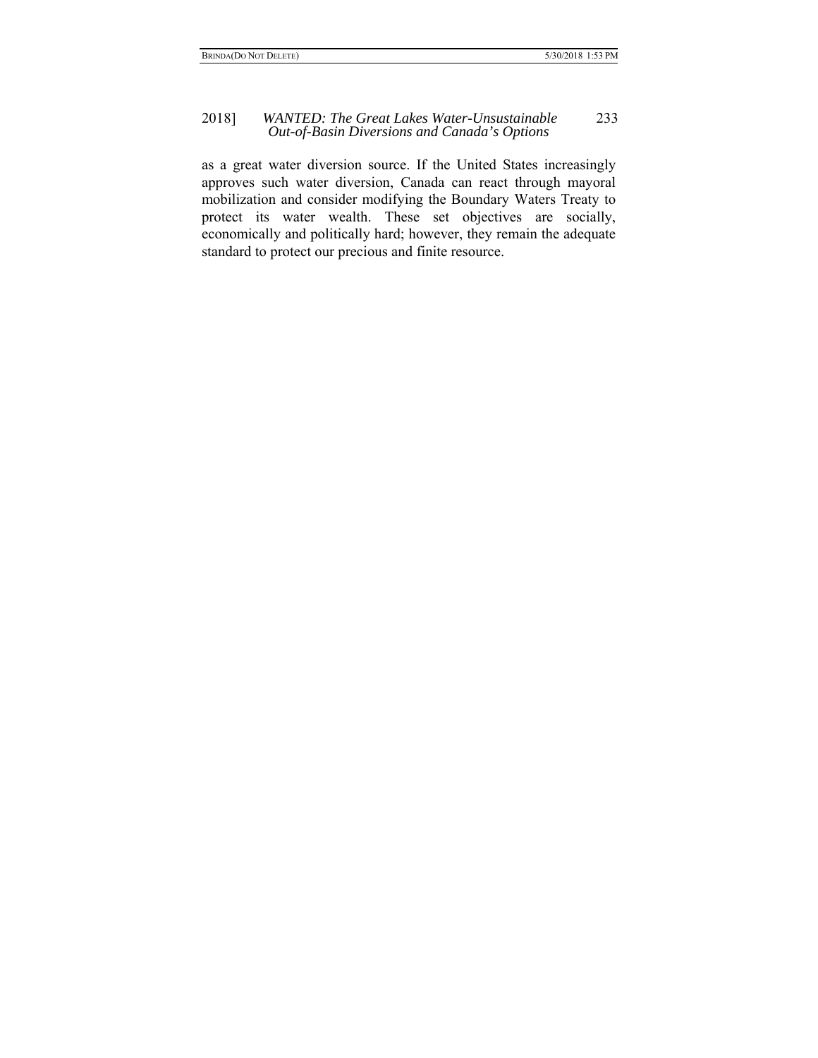as a great water diversion source. If the United States increasingly approves such water diversion, Canada can react through mayoral mobilization and consider modifying the Boundary Waters Treaty to protect its water wealth. These set objectives are socially, economically and politically hard; however, they remain the adequate standard to protect our precious and finite resource.